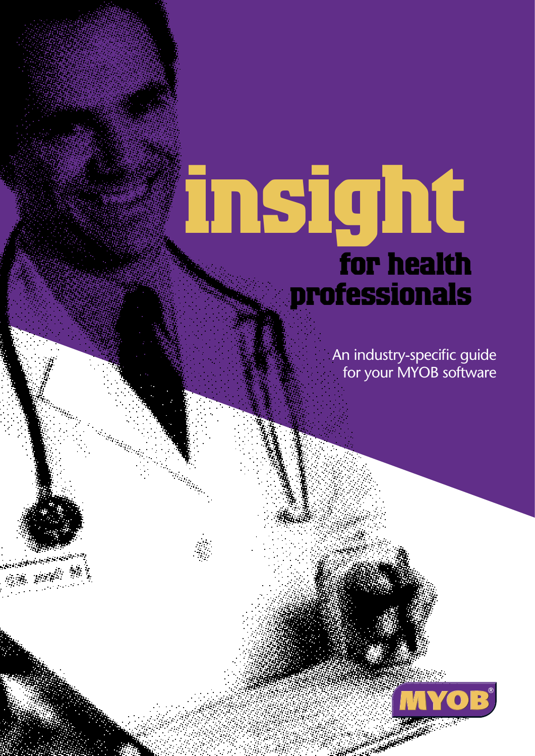# insight

## for health professionals

An industry-specific guide for your MYOB software

MYOB®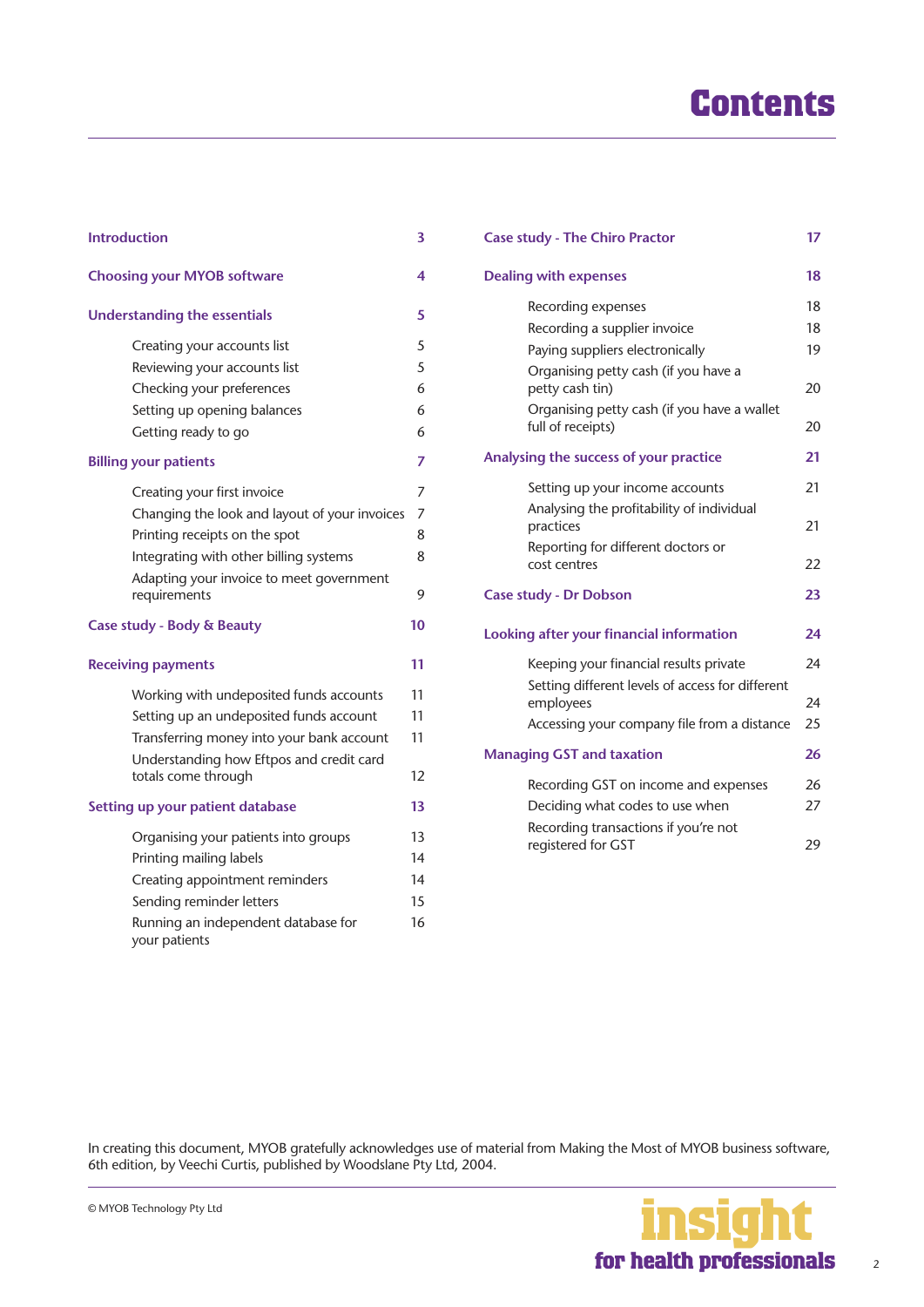# Contents

| | |
|---|---|
| **Introduction** | **3** |
| **Choosing your MYOB software** | **4** |
| **Understanding the essentials** | **5** |
| Creating your accounts list | 5 |
| Reviewing your accounts list | 5 |
| Checking your preferences | 6 |
| Setting up opening balances | 6 |
| Getting ready to go | 6 |
| **Billing your patients** | **7** |
| Creating your first invoice | 7 |
| Changing the look and layout of your invoices | 7 |
| Printing receipts on the spot | 8 |
| Integrating with other billing systems | 8 |
| Adapting your invoice to meet government requirements | 9 |
| **Case study - Body & Beauty** | **10** |
| **Receiving payments** | **11** |
| Working with undeposited funds accounts | 11 |
| Setting up an undeposited funds account | 11 |
| Transferring money into your bank account | 11 |
| Understanding how Eftpos and credit card totals come through | 12 |
| **Setting up your patient database** | **13** |
| Organising your patients into groups | 13 |
| Printing mailing labels | 14 |
| Creating appointment reminders | 14 |
| Sending reminder letters | 15 |
| Running an independent database for your patients | 16 |
| **Case study - The Chiro Practor** | **17** |
| **Dealing with expenses** | **18** |
| Recording expenses | 18 |
| Recording a supplier invoice | 18 |
| Paying suppliers electronically | 19 |
| Organising petty cash (if you have a petty cash tin) | 20 |
| Organising petty cash (if you have a wallet full of receipts) | 20 |
| **Analysing the success of your practice** | **21** |
| Setting up your income accounts | 21 |
| Analysing the profitability of individual practices | 21 |
| Reporting for different doctors or cost centres | 22 |
| **Case study - Dr Dobson** | **23** |
| **Looking after your financial information** | **24** |
| Keeping your financial results private | 24 |
| Setting different levels of access for different employees | 24 |
| Accessing your company file from a distance | 25 |
| **Managing GST and taxation** | **26** |
| Recording GST on income and expenses | 26 |
| Deciding what codes to use when | 27 |
| Recording transactions if you're not registered for GST | 29 |

In creating this document, MYOB gratefully acknowledges use of material from Making the Most of MYOB business software, 6th edition, by Veechi Curtis, published by Woodslane Pty Ltd, 2004.

© MYOB Technology Pty Ltd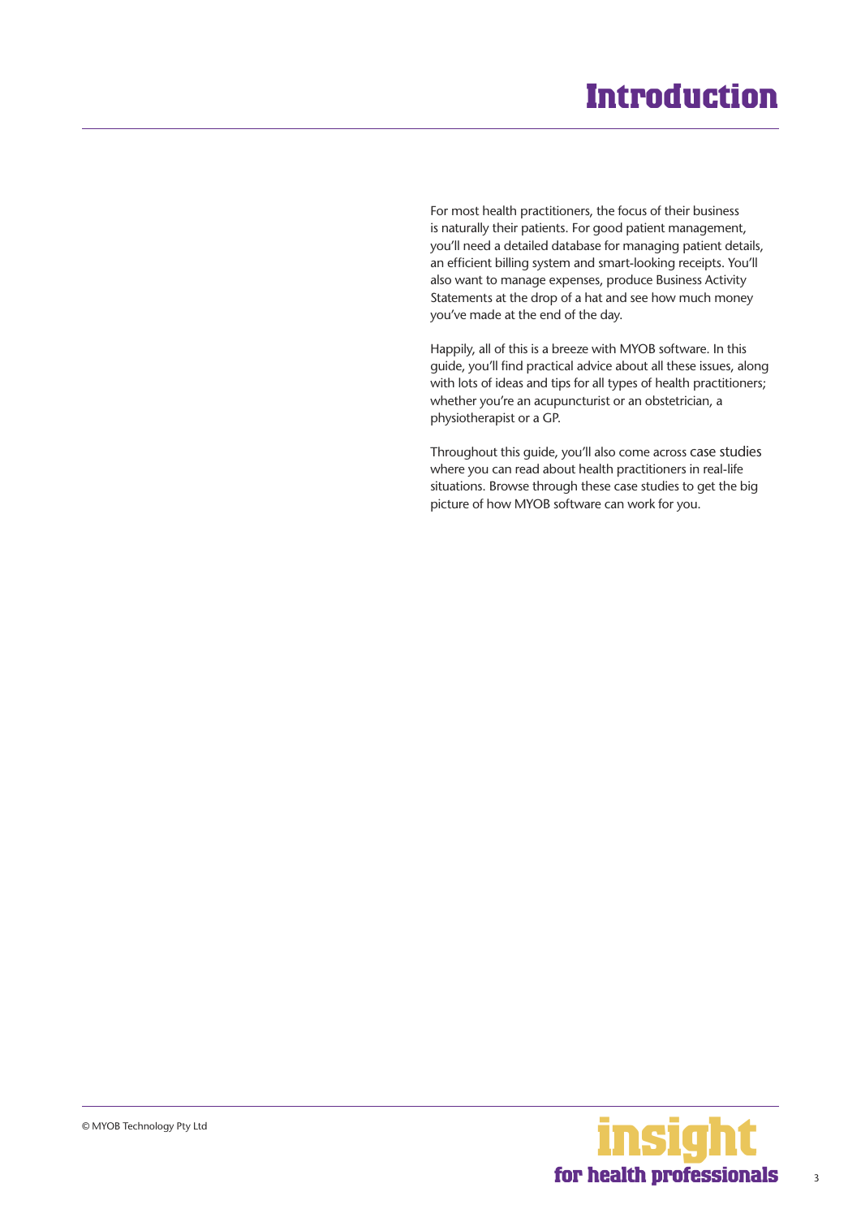# Introduction

For most health practitioners, the focus of their business is naturally their patients. For good patient management, you'll need a detailed database for managing patient details, an efficient billing system and smart-looking receipts. You'll also want to manage expenses, produce Business Activity Statements at the drop of a hat and see how much money you've made at the end of the day.

Happily, all of this is a breeze with MYOB software. In this guide, you'll find practical advice about all these issues, along with lots of ideas and tips for all types of health practitioners; whether you're an acupuncturist or an obstetrician, a physiotherapist or a GP.

Throughout this guide, you'll also come across case studies where you can read about health practitioners in real-life situations. Browse through these case studies to get the big picture of how MYOB software can work for you.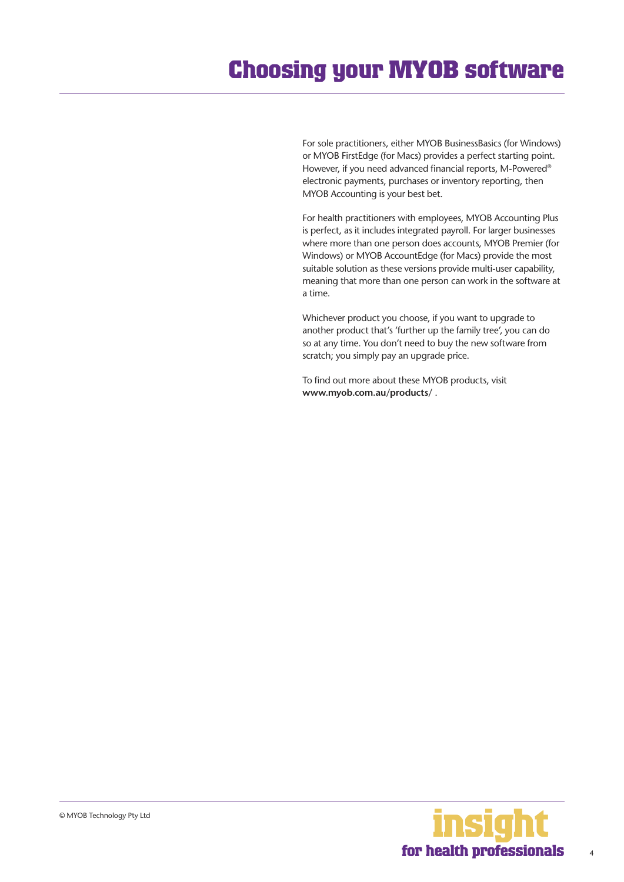# Choosing your MYOB software

For sole practitioners, either MYOB BusinessBasics (for Windows) or MYOB FirstEdge (for Macs) provides a perfect starting point. However, if you need advanced financial reports, M-Powered® electronic payments, purchases or inventory reporting, then MYOB Accounting is your best bet.

For health practitioners with employees, MYOB Accounting Plus is perfect, as it includes integrated payroll. For larger businesses where more than one person does accounts, MYOB Premier (for Windows) or MYOB AccountEdge (for Macs) provide the most suitable solution as these versions provide multi-user capability, meaning that more than one person can work in the software at a time.

Whichever product you choose, if you want to upgrade to another product that's 'further up the family tree', you can do so at any time. You don't need to buy the new software from scratch; you simply pay an upgrade price.

To find out more about these MYOB products, visit **www.myob.com.au/products/** .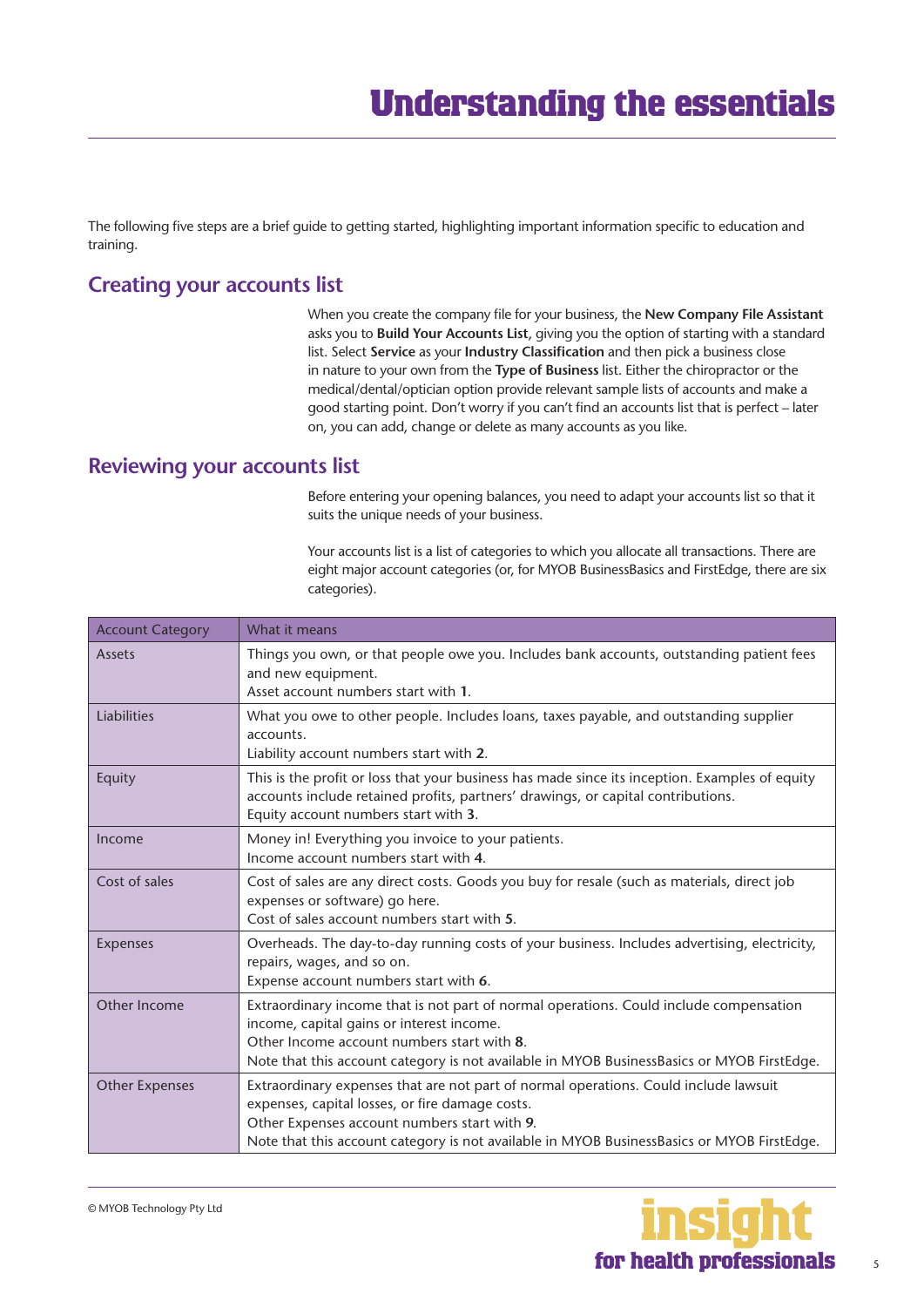# Understanding the essentials

The following five steps are a brief guide to getting started, highlighting important information specific to education and training.

## Creating your accounts list

When you create the company file for your business, the **New Company File Assistant** asks you to **Build Your Accounts List**, giving you the option of starting with a standard list. Select **Service** as your **Industry Classification** and then pick a business close in nature to your own from the **Type of Business** list. Either the chiropractor or the medical/dental/optician option provide relevant sample lists of accounts and make a good starting point. Don't worry if you can't find an accounts list that is perfect – later on, you can add, change or delete as many accounts as you like.

## Reviewing your accounts list

Before entering your opening balances, you need to adapt your accounts list so that it suits the unique needs of your business.

Your accounts list is a list of categories to which you allocate all transactions. There are eight major account categories (or, for MYOB BusinessBasics and FirstEdge, there are six categories).

| Account Category | What it means |
|---|---|
| Assets | Things you own, or that people owe you. Includes bank accounts, outstanding patient fees and new equipment.<br>Asset account numbers start with **1**. |
| Liabilities | What you owe to other people. Includes loans, taxes payable, and outstanding supplier accounts.<br>Liability account numbers start with **2**. |
| Equity | This is the profit or loss that your business has made since its inception. Examples of equity accounts include retained profits, partners' drawings, or capital contributions.<br>Equity account numbers start with **3**. |
| Income | Money in! Everything you invoice to your patients.<br>Income account numbers start with **4**. |
| Cost of sales | Cost of sales are any direct costs. Goods you buy for resale (such as materials, direct job expenses or software) go here.<br>Cost of sales account numbers start with **5**. |
| Expenses | Overheads. The day-to-day running costs of your business. Includes advertising, electricity, repairs, wages, and so on.<br>Expense account numbers start with **6**. |
| Other Income | Extraordinary income that is not part of normal operations. Could include compensation income, capital gains or interest income.<br>Other Income account numbers start with **8**.<br>Note that this account category is not available in MYOB BusinessBasics or MYOB FirstEdge. |
| Other Expenses | Extraordinary expenses that are not part of normal operations. Could include lawsuit expenses, capital losses, or fire damage costs.<br>Other Expenses account numbers start with **9**.<br>Note that this account category is not available in MYOB BusinessBasics or MYOB FirstEdge. |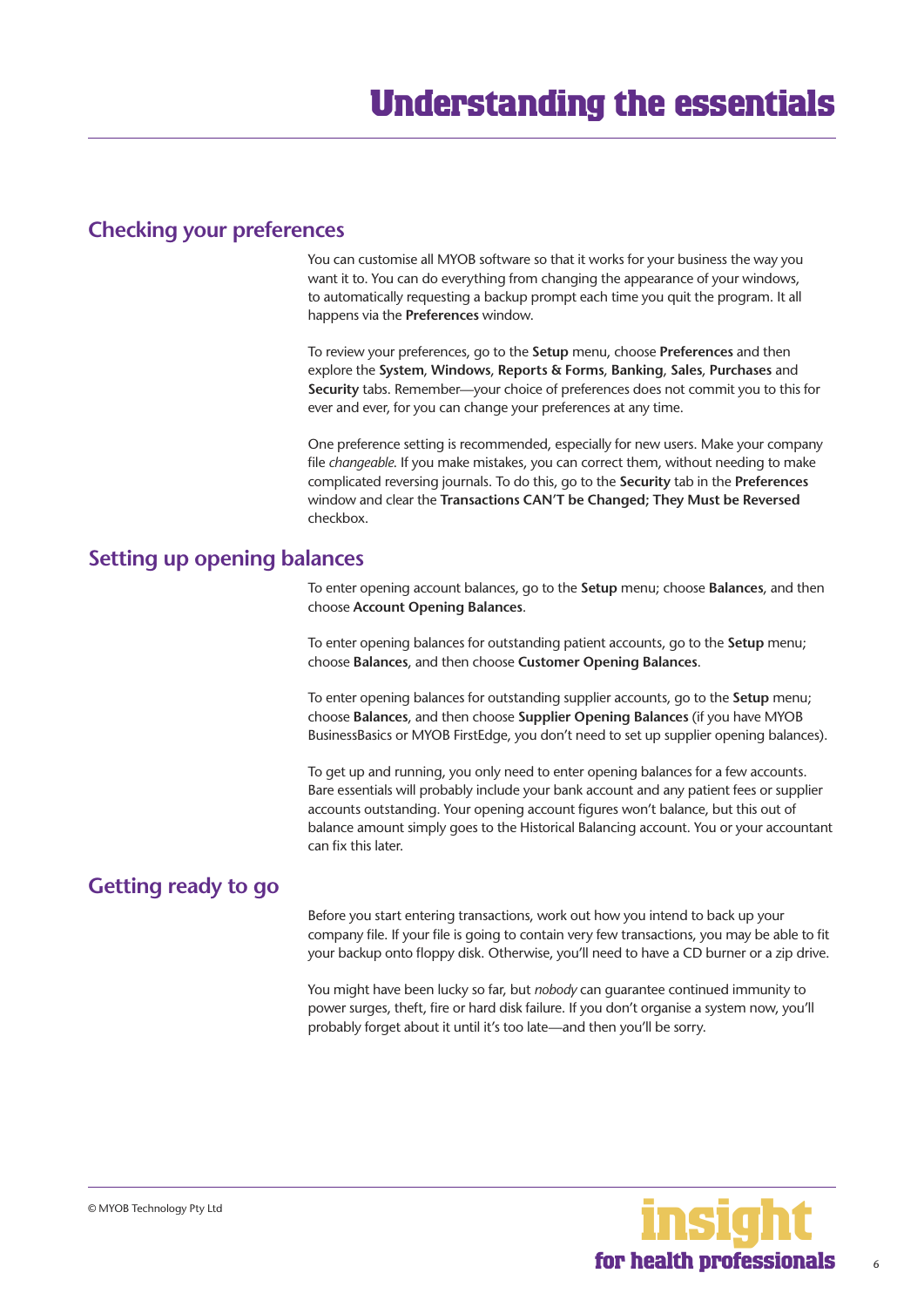# Understanding the essentials

## Checking your preferences

You can customise all MYOB software so that it works for your business the way you want it to. You can do everything from changing the appearance of your windows, to automatically requesting a backup prompt each time you quit the program. It all happens via the **Preferences** window.

To review your preferences, go to the **Setup** menu, choose **Preferences** and then explore the **System**, **Windows**, **Reports & Forms**, **Banking**, **Sales**, **Purchases** and **Security** tabs. Remember—your choice of preferences does not commit you to this for ever and ever, for you can change your preferences at any time.

One preference setting is recommended, especially for new users. Make your company file *changeable*. If you make mistakes, you can correct them, without needing to make complicated reversing journals. To do this, go to the **Security** tab in the **Preferences** window and clear the **Transactions CAN'T be Changed; They Must be Reversed** checkbox.

## Setting up opening balances

To enter opening account balances, go to the **Setup** menu; choose **Balances**, and then choose **Account Opening Balances**.

To enter opening balances for outstanding patient accounts, go to the **Setup** menu; choose **Balances**, and then choose **Customer Opening Balances**.

To enter opening balances for outstanding supplier accounts, go to the **Setup** menu; choose **Balances**, and then choose **Supplier Opening Balances** (if you have MYOB BusinessBasics or MYOB FirstEdge, you don't need to set up supplier opening balances).

To get up and running, you only need to enter opening balances for a few accounts. Bare essentials will probably include your bank account and any patient fees or supplier accounts outstanding. Your opening account figures won't balance, but this out of balance amount simply goes to the Historical Balancing account. You or your accountant can fix this later.

## Getting ready to go

Before you start entering transactions, work out how you intend to back up your company file. If your file is going to contain very few transactions, you may be able to fit your backup onto floppy disk. Otherwise, you'll need to have a CD burner or a zip drive.

You might have been lucky so far, but *nobody* can guarantee continued immunity to power surges, theft, fire or hard disk failure. If you don't organise a system now, you'll probably forget about it until it's too late—and then you'll be sorry.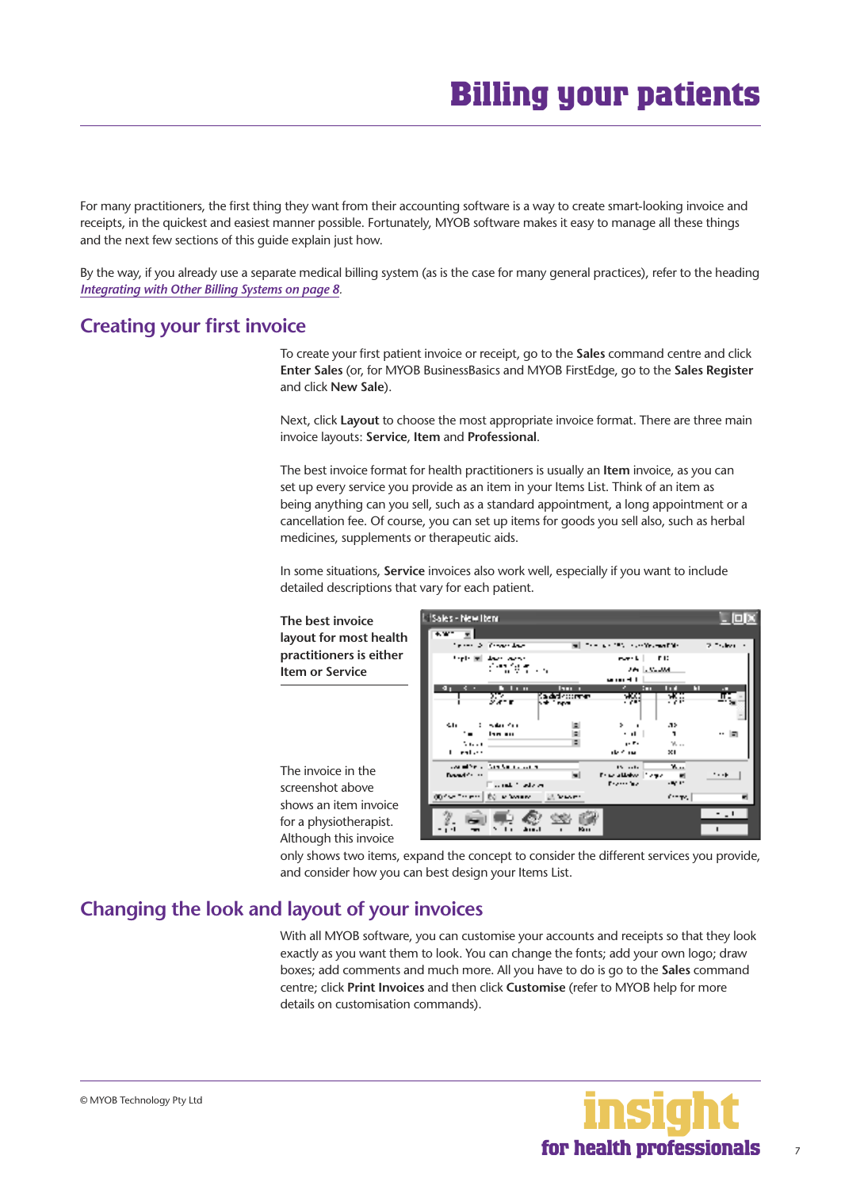# Billing your patients

For many practitioners, the first thing they want from their accounting software is a way to create smart-looking invoice and receipts, in the quickest and easiest manner possible. Fortunately, MYOB software makes it easy to manage all these things and the next few sections of this guide explain just how.

By the way, if you already use a separate medical billing system (as is the case for many general practices), refer to the heading *Integrating with Other Billing Systems on page 8*.

## Creating your first invoice

To create your first patient invoice or receipt, go to the **Sales** command centre and click **Enter Sales** (or, for MYOB BusinessBasics and MYOB FirstEdge, go to the **Sales Register** and click **New Sale**).

Next, click **Layout** to choose the most appropriate invoice format. There are three main invoice layouts: **Service**, **Item** and **Professional**.

The best invoice format for health practitioners is usually an **Item** invoice, as you can set up every service you provide as an item in your Items List. Think of an item as being anything can you sell, such as a standard appointment, a long appointment or a cancellation fee. Of course, you can set up items for goods you sell also, such as herbal medicines, supplements or therapeutic aids.

In some situations, **Service** invoices also work well, especially if you want to include detailed descriptions that vary for each patient.

**The best invoice layout for most health practitioners is either Item or Service**

The invoice in the screenshot above shows an item invoice for a physiotherapist. Although this invoice only shows two items, expand the concept to consider the different services you provide, and consider how you can best design your Items List.

## Changing the look and layout of your invoices

With all MYOB software, you can customise your accounts and receipts so that they look exactly as you want them to look. You can change the fonts; add your own logo; draw boxes; add comments and much more. All you have to do is go to the **Sales** command centre; click **Print Invoices** and then click **Customise** (refer to MYOB help for more details on customisation commands).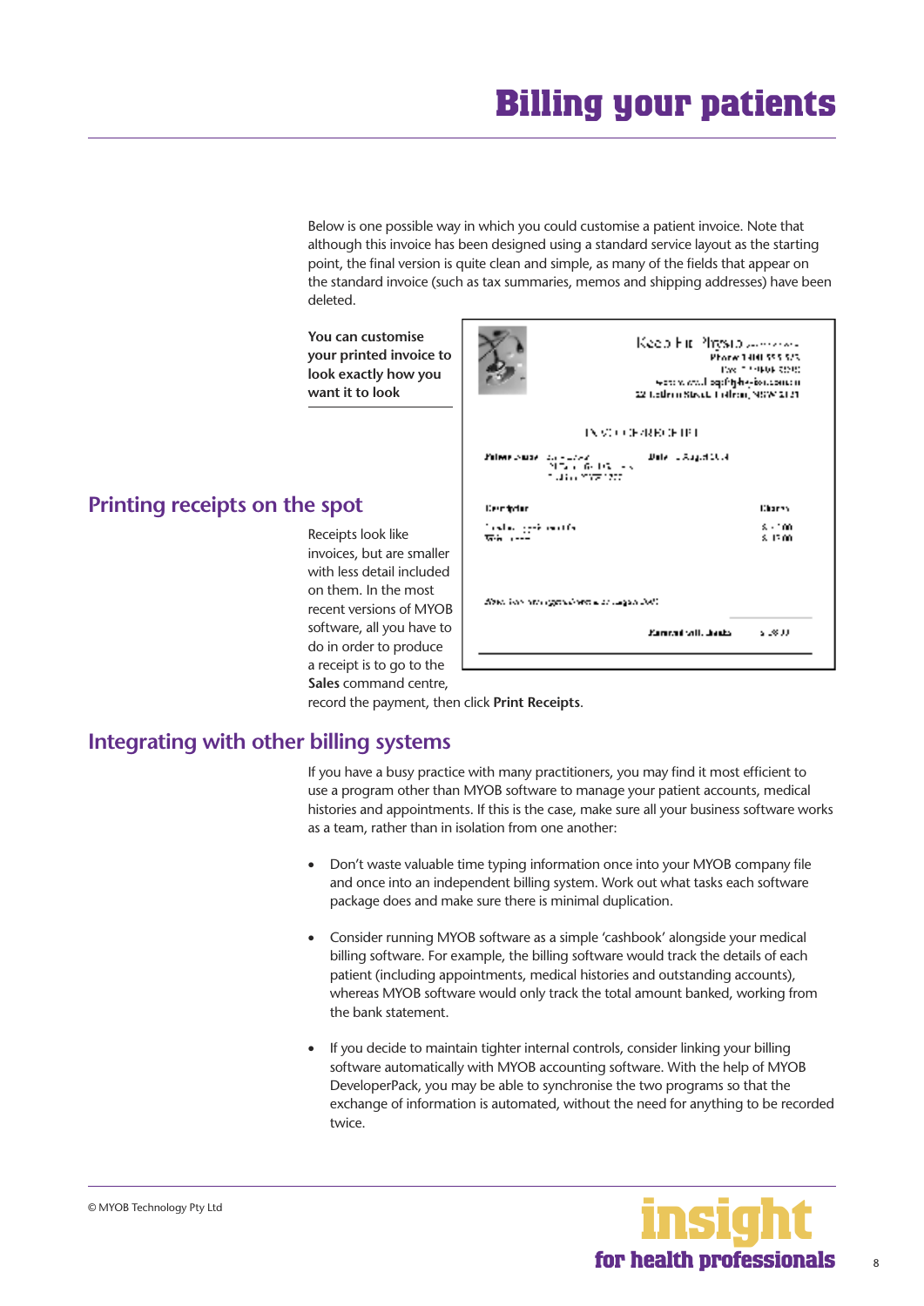# Billing your patients

Below is one possible way in which you could customise a patient invoice. Note that although this invoice has been designed using a standard service layout as the starting point, the final version is quite clean and simple, as many of the fields that appear on the standard invoice (such as tax summaries, memos and shipping addresses) have been deleted.

**You can customise your printed invoice to look exactly how you want it to look**

## Printing receipts on the spot

Receipts look like invoices, but are smaller with less detail included on them. In the most recent versions of MYOB software, all you have to do in order to produce a receipt is to go to the **Sales** command centre, record the payment, then click **Print Receipts**.

## Integrating with other billing systems

If you have a busy practice with many practitioners, you may find it most efficient to use a program other than MYOB software to manage your patient accounts, medical histories and appointments. If this is the case, make sure all your business software works as a team, rather than in isolation from one another:

- Don't waste valuable time typing information once into your MYOB company file and once into an independent billing system. Work out what tasks each software package does and make sure there is minimal duplication.
- Consider running MYOB software as a simple 'cashbook' alongside your medical billing software. For example, the billing software would track the details of each patient (including appointments, medical histories and outstanding accounts), whereas MYOB software would only track the total amount banked, working from the bank statement.
- If you decide to maintain tighter internal controls, consider linking your billing software automatically with MYOB accounting software. With the help of MYOB DeveloperPack, you may be able to synchronise the two programs so that the exchange of information is automated, without the need for anything to be recorded twice.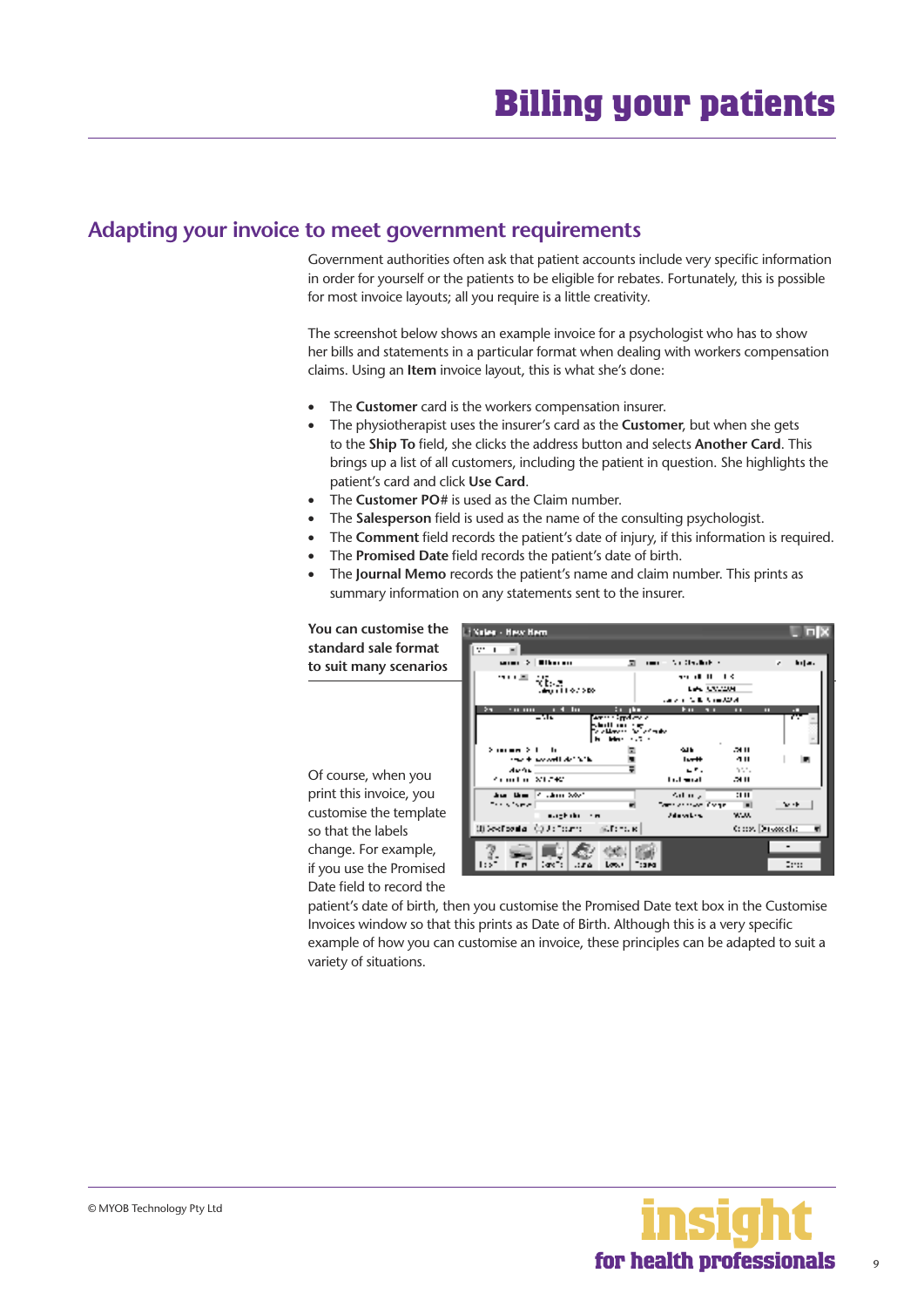# Billing your patients

## Adapting your invoice to meet government requirements

Government authorities often ask that patient accounts include very specific information in order for yourself or the patients to be eligible for rebates. Fortunately, this is possible for most invoice layouts; all you require is a little creativity.

The screenshot below shows an example invoice for a psychologist who has to show her bills and statements in a particular format when dealing with workers compensation claims. Using an **Item** invoice layout, this is what she's done:

- The **Customer** card is the workers compensation insurer.
- The physiotherapist uses the insurer's card as the **Customer**, but when she gets to the **Ship To** field, she clicks the address button and selects **Another Card**. This brings up a list of all customers, including the patient in question. She highlights the patient's card and click **Use Card**.
- The **Customer PO#** is used as the Claim number.
- The **Salesperson** field is used as the name of the consulting psychologist.
- The **Comment** field records the patient's date of injury, if this information is required.
- The **Promised Date** field records the patient's date of birth.
- The **Journal Memo** records the patient's name and claim number. This prints as summary information on any statements sent to the insurer.

**You can customise the standard sale format to suit many scenarios**

Of course, when you print this invoice, you customise the template so that the labels change. For example, if you use the Promised Date field to record the patient's date of birth, then you customise the Promised Date text box in the Customise Invoices window so that this prints as Date of Birth. Although this is a very specific example of how you can customise an invoice, these principles can be adapted to suit a variety of situations.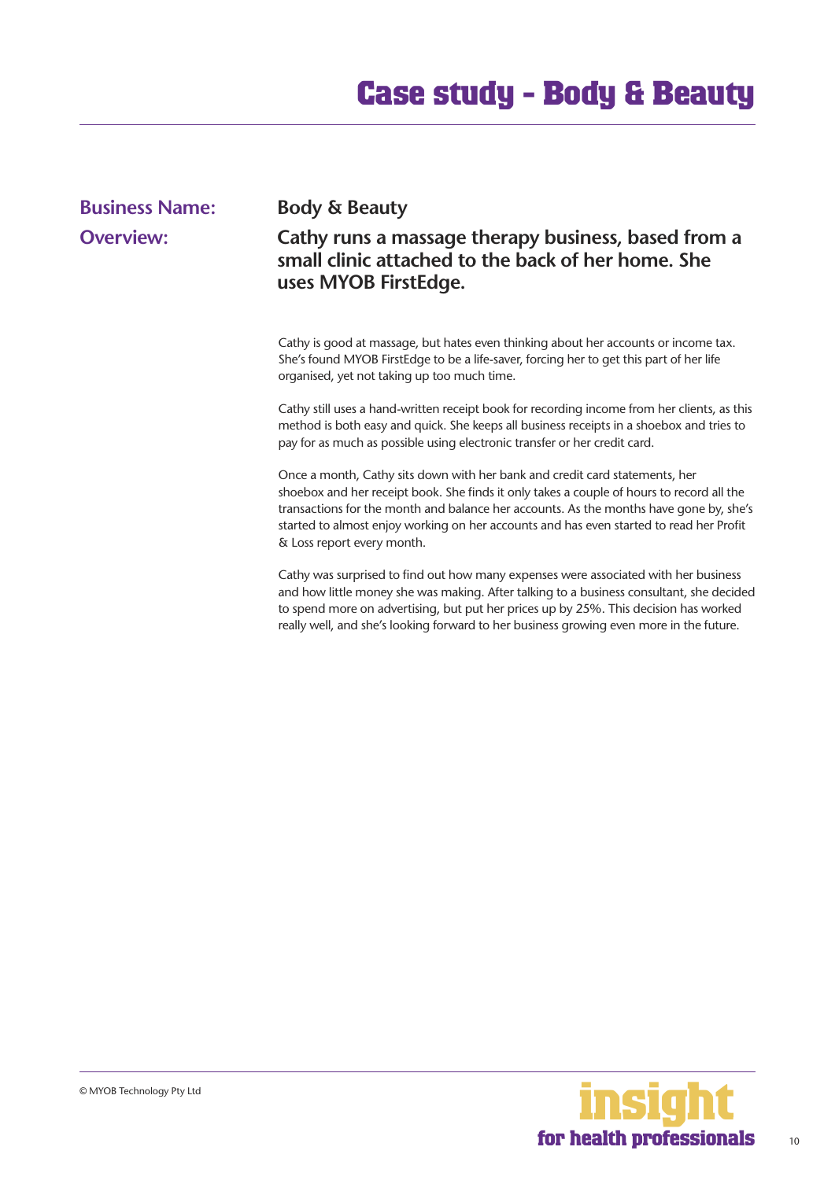# Case study - Body & Beauty

**Business Name:** Body & Beauty

**Overview:** Cathy runs a massage therapy business, based from a small clinic attached to the back of her home. She uses MYOB FirstEdge.

Cathy is good at massage, but hates even thinking about her accounts or income tax. She's found MYOB FirstEdge to be a life-saver, forcing her to get this part of her life organised, yet not taking up too much time.

Cathy still uses a hand-written receipt book for recording income from her clients, as this method is both easy and quick. She keeps all business receipts in a shoebox and tries to pay for as much as possible using electronic transfer or her credit card.

Once a month, Cathy sits down with her bank and credit card statements, her shoebox and her receipt book. She finds it only takes a couple of hours to record all the transactions for the month and balance her accounts. As the months have gone by, she's started to almost enjoy working on her accounts and has even started to read her Profit & Loss report every month.

Cathy was surprised to find out how many expenses were associated with her business and how little money she was making. After talking to a business consultant, she decided to spend more on advertising, but put her prices up by 25%. This decision has worked really well, and she's looking forward to her business growing even more in the future.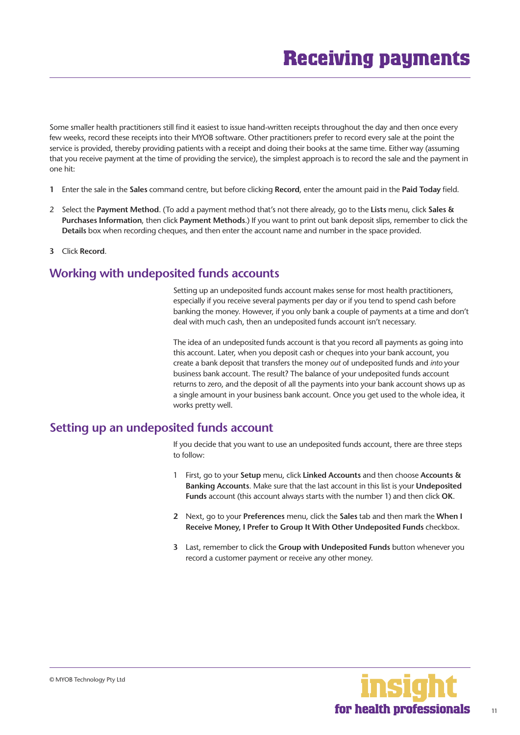# Receiving payments

Some smaller health practitioners still find it easiest to issue hand-written receipts throughout the day and then once every few weeks, record these receipts into their MYOB software. Other practitioners prefer to record every sale at the point the service is provided, thereby providing patients with a receipt and doing their books at the same time. Either way (assuming that you receive payment at the time of providing the service), the simplest approach is to record the sale and the payment in one hit:

1. Enter the sale in the **Sales** command centre, but before clicking **Record**, enter the amount paid in the **Paid Today** field.
2. Select the **Payment Method**. (To add a payment method that's not there already, go to the **Lists** menu, click **Sales & Purchases Information**, then click **Payment Methods**.) If you want to print out bank deposit slips, remember to click the **Details** box when recording cheques, and then enter the account name and number in the space provided.
3. Click **Record**.

## Working with undeposited funds accounts

Setting up an undeposited funds account makes sense for most health practitioners, especially if you receive several payments per day or if you tend to spend cash before banking the money. However, if you only bank a couple of payments at a time and don't deal with much cash, then an undeposited funds account isn't necessary.

The idea of an undeposited funds account is that you record all payments as going into this account. Later, when you deposit cash or cheques into your bank account, you create a bank deposit that transfers the money *out* of undeposited funds and *into* your business bank account. The result? The balance of your undeposited funds account returns to zero, and the deposit of all the payments into your bank account shows up as a single amount in your business bank account. Once you get used to the whole idea, it works pretty well.

## Setting up an undeposited funds account

If you decide that you want to use an undeposited funds account, there are three steps to follow:

1. First, go to your **Setup** menu, click **Linked Accounts** and then choose **Accounts & Banking Accounts**. Make sure that the last account in this list is your **Undeposited Funds** account (this account always starts with the number 1) and then click **OK**.
2. Next, go to your **Preferences** menu, click the **Sales** tab and then mark the **When I Receive Money, I Prefer to Group It With Other Undeposited Funds** checkbox.
3. Last, remember to click the **Group with Undeposited Funds** button whenever you record a customer payment or receive any other money.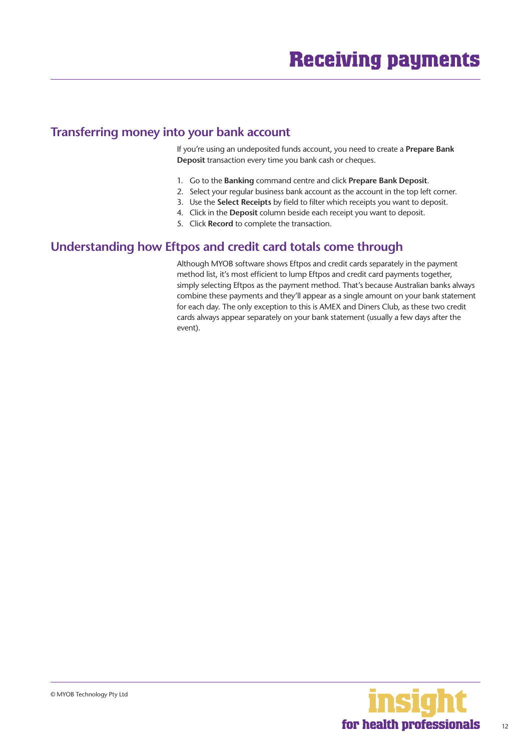# Receiving payments

## Transferring money into your bank account

If you're using an undeposited funds account, you need to create a **Prepare Bank Deposit** transaction every time you bank cash or cheques.

1. Go to the **Banking** command centre and click **Prepare Bank Deposit**.
2. Select your regular business bank account as the account in the top left corner.
3. Use the **Select Receipts** by field to filter which receipts you want to deposit.
4. Click in the **Deposit** column beside each receipt you want to deposit.
5. Click **Record** to complete the transaction.

## Understanding how Eftpos and credit card totals come through

Although MYOB software shows Eftpos and credit cards separately in the payment method list, it's most efficient to lump Eftpos and credit card payments together, simply selecting Eftpos as the payment method. That's because Australian banks always combine these payments and they'll appear as a single amount on your bank statement for each day. The only exception to this is AMEX and Diners Club, as these two credit cards always appear separately on your bank statement (usually a few days after the event).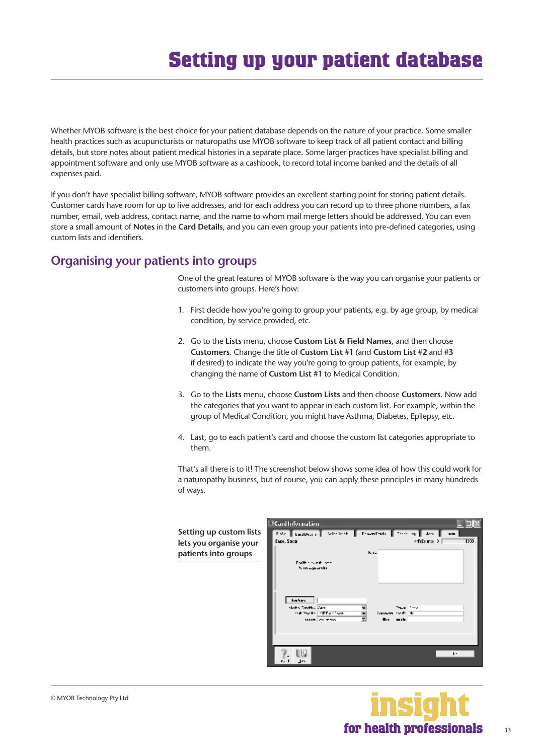# Setting up your patient database

Whether MYOB software is the best choice for your patient database depends on the nature of your practice. Some smaller health practices such as acupuncturists or naturopaths use MYOB software to keep track of all patient contact and billing details, but store notes about patient medical histories in a separate place. Some larger practices have specialist billing and appointment software and only use MYOB software as a cashbook, to record total income banked and the details of all expenses paid.

If you don't have specialist billing software, MYOB software provides an excellent starting point for storing patient details. Customer cards have room for up to five addresses, and for each address you can record up to three phone numbers, a fax number, email, web address, contact name, and the name to whom mail merge letters should be addressed. You can even store a small amount of **Notes** in the **Card Details**, and you can even group your patients into pre-defined categories, using custom lists and identifiers.

## Organising your patients into groups

One of the great features of MYOB software is the way you can organise your patients or customers into groups. Here's how:

1. First decide how you're going to group your patients, e.g. by age group, by medical condition, by service provided, etc.
2. Go to the **Lists** menu, choose **Custom List & Field Names**, and then choose **Customers**. Change the title of **Custom List #1** (and **Custom List #2** and **#3** if desired) to indicate the way you're going to group patients, for example, by changing the name of **Custom List #1** to Medical Condition.
3. Go to the **Lists** menu, choose **Custom Lists** and then choose **Customers**. Now add the categories that you want to appear in each custom list. For example, within the group of Medical Condition, you might have Asthma, Diabetes, Epilepsy, etc.
4. Last, go to each patient's card and choose the custom list categories appropriate to them.

That's all there is to it! The screenshot below shows some idea of how this could work for a naturopathy business, but of course, you can apply these principles in many hundreds of ways.

**Setting up custom lists lets you organise your patients into groups**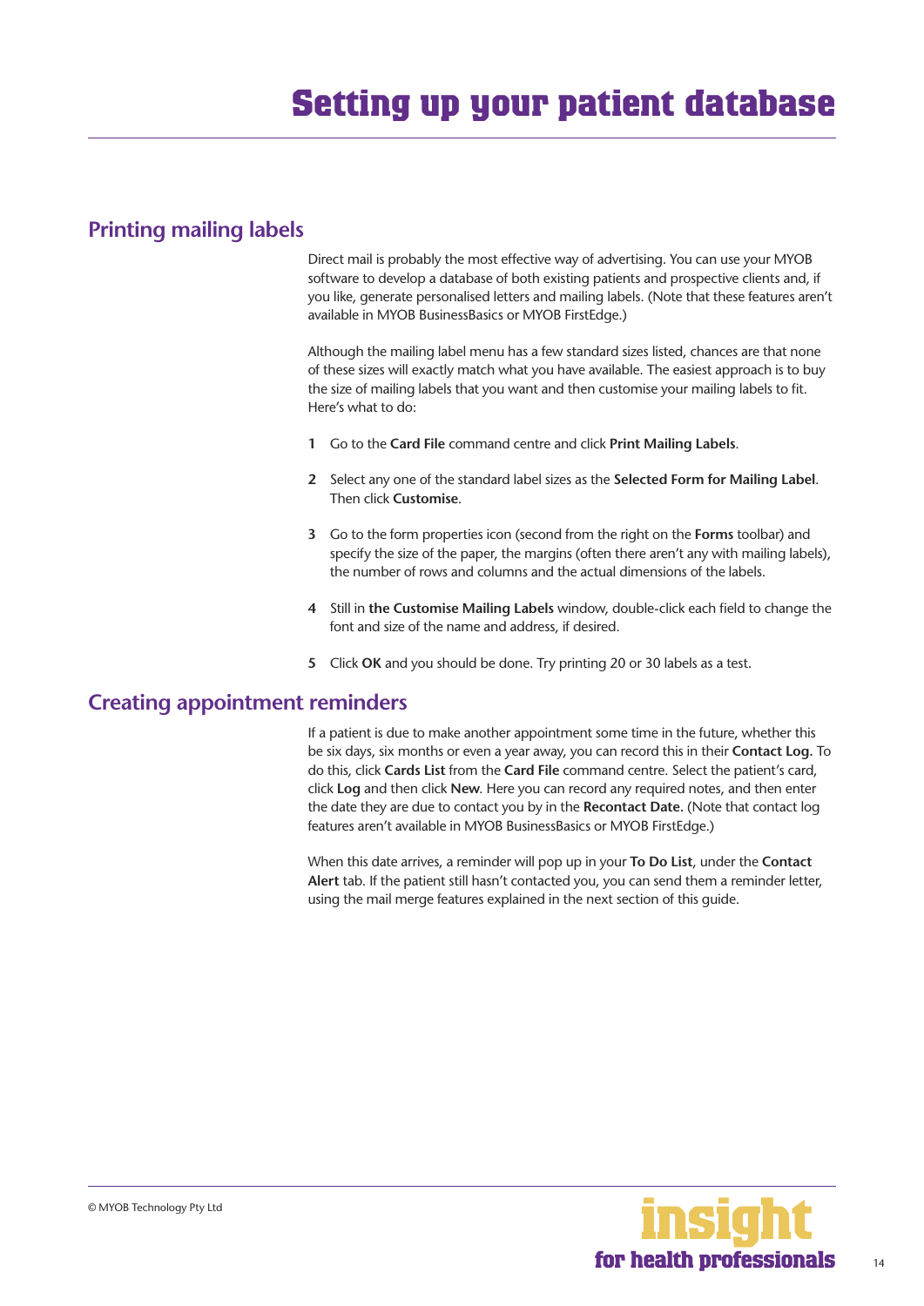# Setting up your patient database

## Printing mailing labels

Direct mail is probably the most effective way of advertising. You can use your MYOB software to develop a database of both existing patients and prospective clients and, if you like, generate personalised letters and mailing labels. (Note that these features aren't available in MYOB BusinessBasics or MYOB FirstEdge.)

Although the mailing label menu has a few standard sizes listed, chances are that none of these sizes will exactly match what you have available. The easiest approach is to buy the size of mailing labels that you want and then customise your mailing labels to fit. Here's what to do:

1. Go to the **Card File** command centre and click **Print Mailing Labels**.
2. Select any one of the standard label sizes as the **Selected Form for Mailing Label**. Then click **Customise**.
3. Go to the form properties icon (second from the right on the **Forms** toolbar) and specify the size of the paper, the margins (often there aren't any with mailing labels), the number of rows and columns and the actual dimensions of the labels.
4. Still in **the Customise Mailing Labels** window, double-click each field to change the font and size of the name and address, if desired.
5. Click **OK** and you should be done. Try printing 20 or 30 labels as a test.

## Creating appointment reminders

If a patient is due to make another appointment some time in the future, whether this be six days, six months or even a year away, you can record this in their **Contact Log.** To do this, click **Cards List** from the **Card File** command centre. Select the patient's card, click **Log** and then click **New**. Here you can record any required notes, and then enter the date they are due to contact you by in the **Recontact Date.** (Note that contact log features aren't available in MYOB BusinessBasics or MYOB FirstEdge.)

When this date arrives, a reminder will pop up in your **To Do List**, under the **Contact Alert** tab. If the patient still hasn't contacted you, you can send them a reminder letter, using the mail merge features explained in the next section of this guide.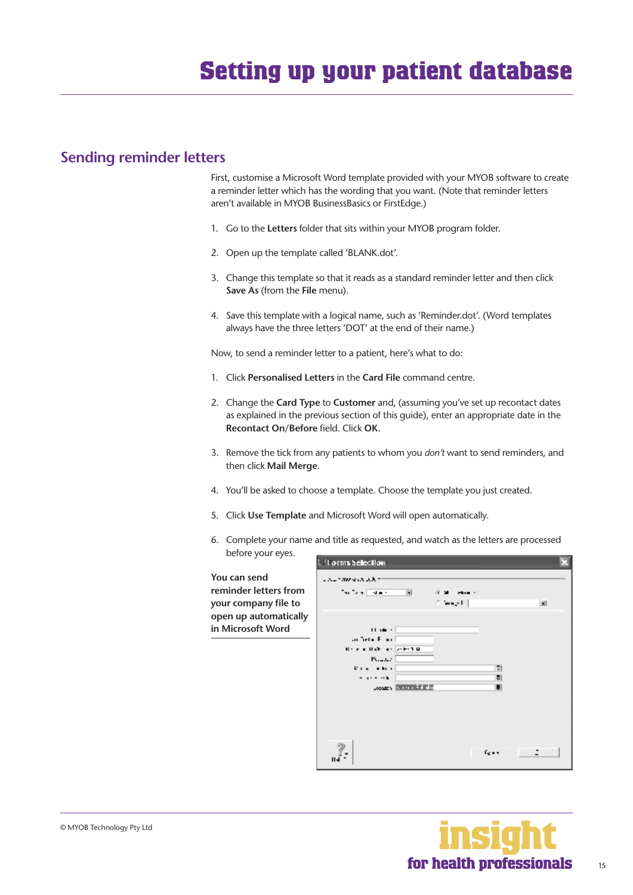# Setting up your patient database

## Sending reminder letters

First, customise a Microsoft Word template provided with your MYOB software to create a reminder letter which has the wording that you want. (Note that reminder letters aren't available in MYOB BusinessBasics or FirstEdge.)

1. Go to the **Letters** folder that sits within your MYOB program folder.
2. Open up the template called 'BLANK.dot'.
3. Change this template so that it reads as a standard reminder letter and then click **Save As** (from the **File** menu).
4. Save this template with a logical name, such as 'Reminder.dot'. (Word templates always have the three letters 'DOT' at the end of their name.)

Now, to send a reminder letter to a patient, here's what to do:

1. Click **Personalised Letters** in the **Card File** command centre.
2. Change the **Card Type** to **Customer** and, (assuming you've set up recontact dates as explained in the previous section of this guide), enter an appropriate date in the **Recontact On**/**Before** field. Click **OK**.
3. Remove the tick from any patients to whom you *don't* want to send reminders, and then click **Mail Merge**.
4. You'll be asked to choose a template. Choose the template you just created.
5. Click **Use Template** and Microsoft Word will open automatically.
6. Complete your name and title as requested, and watch as the letters are processed before your eyes.

**You can send reminder letters from your company file to open up automatically in Microsoft Word**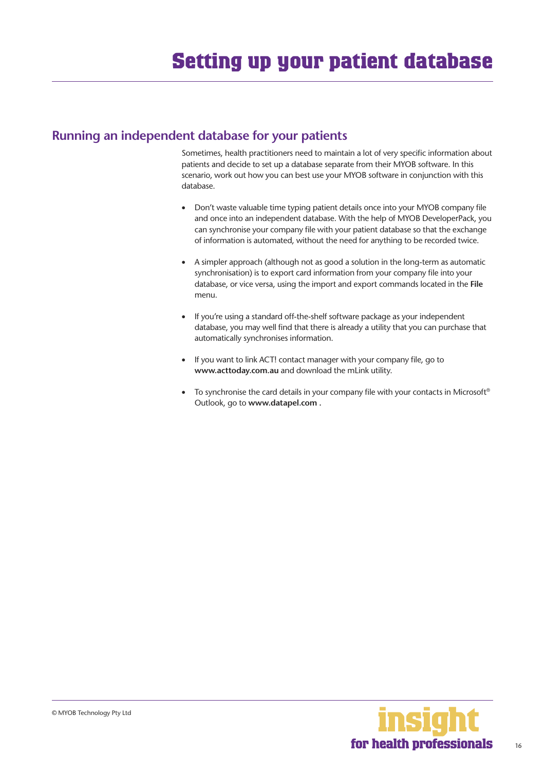# Setting up your patient database

## Running an independent database for your patients

Sometimes, health practitioners need to maintain a lot of very specific information about patients and decide to set up a database separate from their MYOB software. In this scenario, work out how you can best use your MYOB software in conjunction with this database.

- Don't waste valuable time typing patient details once into your MYOB company file and once into an independent database. With the help of MYOB DeveloperPack, you can synchronise your company file with your patient database so that the exchange of information is automated, without the need for anything to be recorded twice.
- A simpler approach (although not as good a solution in the long-term as automatic synchronisation) is to export card information from your company file into your database, or vice versa, using the import and export commands located in the **File** menu.
- If you're using a standard off-the-shelf software package as your independent database, you may well find that there is already a utility that you can purchase that automatically synchronises information.
- If you want to link ACT! contact manager with your company file, go to **www.acttoday.com.au** and download the mLink utility.
- To synchronise the card details in your company file with your contacts in Microsoft® Outlook, go to **www.datapel.com** .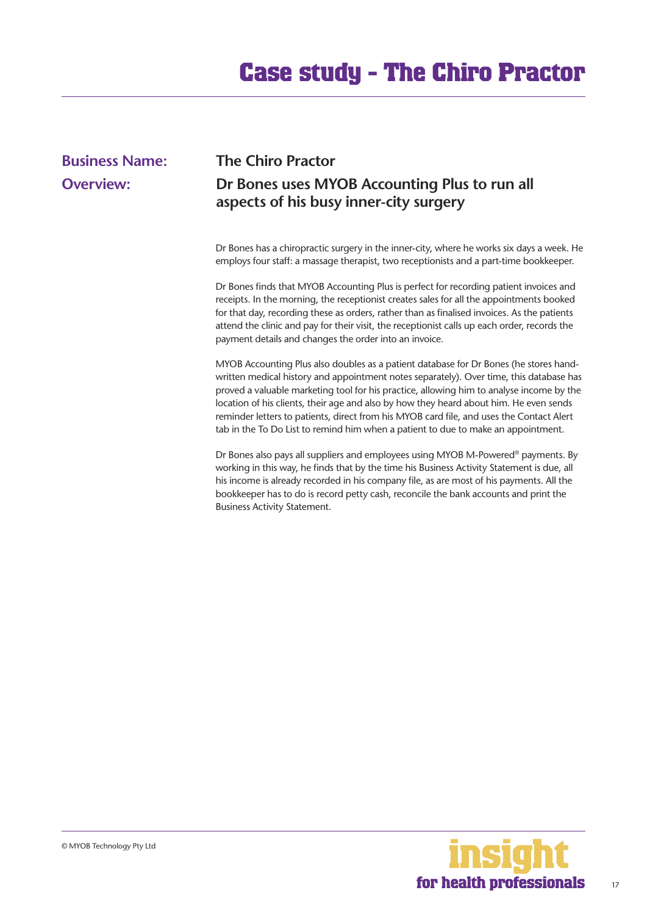# Case study - The Chiro Practor

**Business Name:** The Chiro Practor

**Overview:** Dr Bones uses MYOB Accounting Plus to run all aspects of his busy inner-city surgery

Dr Bones has a chiropractic surgery in the inner-city, where he works six days a week. He employs four staff: a massage therapist, two receptionists and a part-time bookkeeper.

Dr Bones finds that MYOB Accounting Plus is perfect for recording patient invoices and receipts. In the morning, the receptionist creates sales for all the appointments booked for that day, recording these as orders, rather than as finalised invoices. As the patients attend the clinic and pay for their visit, the receptionist calls up each order, records the payment details and changes the order into an invoice.

MYOB Accounting Plus also doubles as a patient database for Dr Bones (he stores hand-written medical history and appointment notes separately). Over time, this database has proved a valuable marketing tool for his practice, allowing him to analyse income by the location of his clients, their age and also by how they heard about him. He even sends reminder letters to patients, direct from his MYOB card file, and uses the Contact Alert tab in the To Do List to remind him when a patient to due to make an appointment.

Dr Bones also pays all suppliers and employees using MYOB M-Powered® payments. By working in this way, he finds that by the time his Business Activity Statement is due, all his income is already recorded in his company file, as are most of his payments. All the bookkeeper has to do is record petty cash, reconcile the bank accounts and print the Business Activity Statement.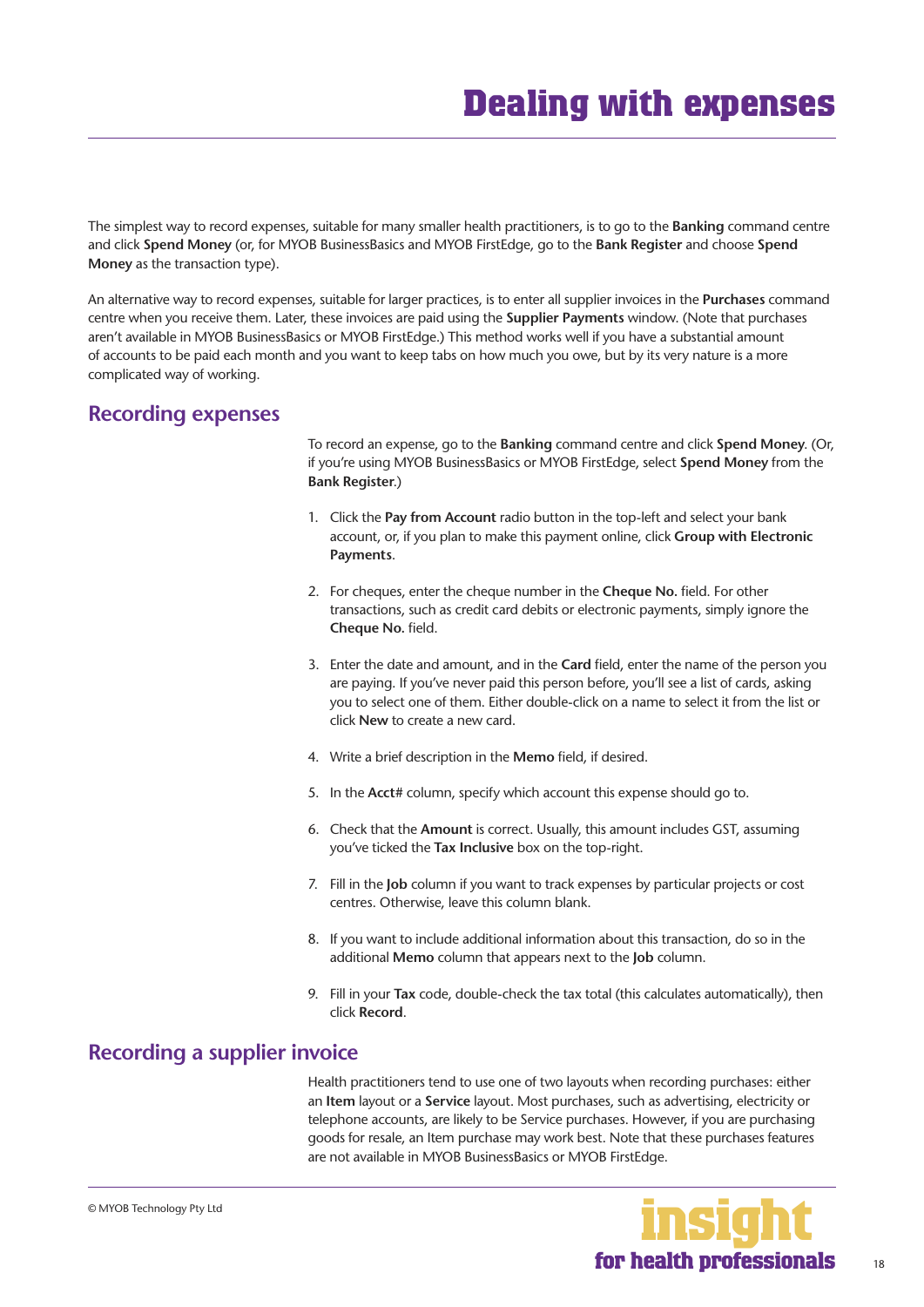# Dealing with expenses

The simplest way to record expenses, suitable for many smaller health practitioners, is to go to the **Banking** command centre and click **Spend Money** (or, for MYOB BusinessBasics and MYOB FirstEdge, go to the **Bank Register** and choose **Spend Money** as the transaction type).

An alternative way to record expenses, suitable for larger practices, is to enter all supplier invoices in the **Purchases** command centre when you receive them. Later, these invoices are paid using the **Supplier Payments** window. (Note that purchases aren't available in MYOB BusinessBasics or MYOB FirstEdge.) This method works well if you have a substantial amount of accounts to be paid each month and you want to keep tabs on how much you owe, but by its very nature is a more complicated way of working.

## Recording expenses

To record an expense, go to the **Banking** command centre and click **Spend Money**. (Or, if you're using MYOB BusinessBasics or MYOB FirstEdge, select **Spend Money** from the **Bank Register**.)

1. Click the **Pay from Account** radio button in the top-left and select your bank account, or, if you plan to make this payment online, click **Group with Electronic Payments**.
2. For cheques, enter the cheque number in the **Cheque No.** field. For other transactions, such as credit card debits or electronic payments, simply ignore the **Cheque No.** field.
3. Enter the date and amount, and in the **Card** field, enter the name of the person you are paying. If you've never paid this person before, you'll see a list of cards, asking you to select one of them. Either double-click on a name to select it from the list or click **New** to create a new card.
4. Write a brief description in the **Memo** field, if desired.
5. In the **Acct#** column, specify which account this expense should go to.
6. Check that the **Amount** is correct. Usually, this amount includes GST, assuming you've ticked the **Tax Inclusive** box on the top-right.
7. Fill in the **Job** column if you want to track expenses by particular projects or cost centres. Otherwise, leave this column blank.
8. If you want to include additional information about this transaction, do so in the additional **Memo** column that appears next to the **Job** column.
9. Fill in your **Tax** code, double-check the tax total (this calculates automatically), then click **Record**.

## Recording a supplier invoice

Health practitioners tend to use one of two layouts when recording purchases: either an **Item** layout or a **Service** layout. Most purchases, such as advertising, electricity or telephone accounts, are likely to be Service purchases. However, if you are purchasing goods for resale, an Item purchase may work best. Note that these purchases features are not available in MYOB BusinessBasics or MYOB FirstEdge.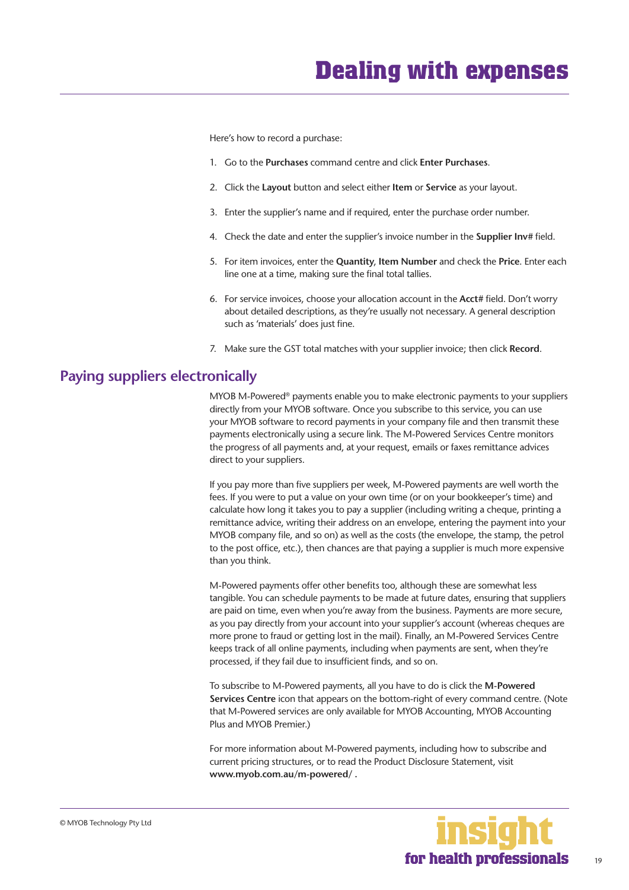# Dealing with expenses

Here's how to record a purchase:

1. Go to the **Purchases** command centre and click **Enter Purchases**.
2. Click the **Layout** button and select either **Item** or **Service** as your layout.
3. Enter the supplier's name and if required, enter the purchase order number.
4. Check the date and enter the supplier's invoice number in the **Supplier Inv#** field.
5. For item invoices, enter the **Quantity**, **Item Number** and check the **Price**. Enter each line one at a time, making sure the final total tallies.
6. For service invoices, choose your allocation account in the **Acct#** field. Don't worry about detailed descriptions, as they're usually not necessary. A general description such as 'materials' does just fine.
7. Make sure the GST total matches with your supplier invoice; then click **Record**.

## Paying suppliers electronically

MYOB M-Powered® payments enable you to make electronic payments to your suppliers directly from your MYOB software. Once you subscribe to this service, you can use your MYOB software to record payments in your company file and then transmit these payments electronically using a secure link. The M-Powered Services Centre monitors the progress of all payments and, at your request, emails or faxes remittance advices direct to your suppliers.

If you pay more than five suppliers per week, M-Powered payments are well worth the fees. If you were to put a value on your own time (or on your bookkeeper's time) and calculate how long it takes you to pay a supplier (including writing a cheque, printing a remittance advice, writing their address on an envelope, entering the payment into your MYOB company file, and so on) as well as the costs (the envelope, the stamp, the petrol to the post office, etc.), then chances are that paying a supplier is much more expensive than you think.

M-Powered payments offer other benefits too, although these are somewhat less tangible. You can schedule payments to be made at future dates, ensuring that suppliers are paid on time, even when you're away from the business. Payments are more secure, as you pay directly from your account into your supplier's account (whereas cheques are more prone to fraud or getting lost in the mail). Finally, an M-Powered Services Centre keeps track of all online payments, including when payments are sent, when they're processed, if they fail due to insufficient finds, and so on.

To subscribe to M-Powered payments, all you have to do is click the **M-Powered Services Centre** icon that appears on the bottom-right of every command centre. (Note that M-Powered services are only available for MYOB Accounting, MYOB Accounting Plus and MYOB Premier.)

For more information about M-Powered payments, including how to subscribe and current pricing structures, or to read the Product Disclosure Statement, visit **www.myob.com.au/m-powered/ .**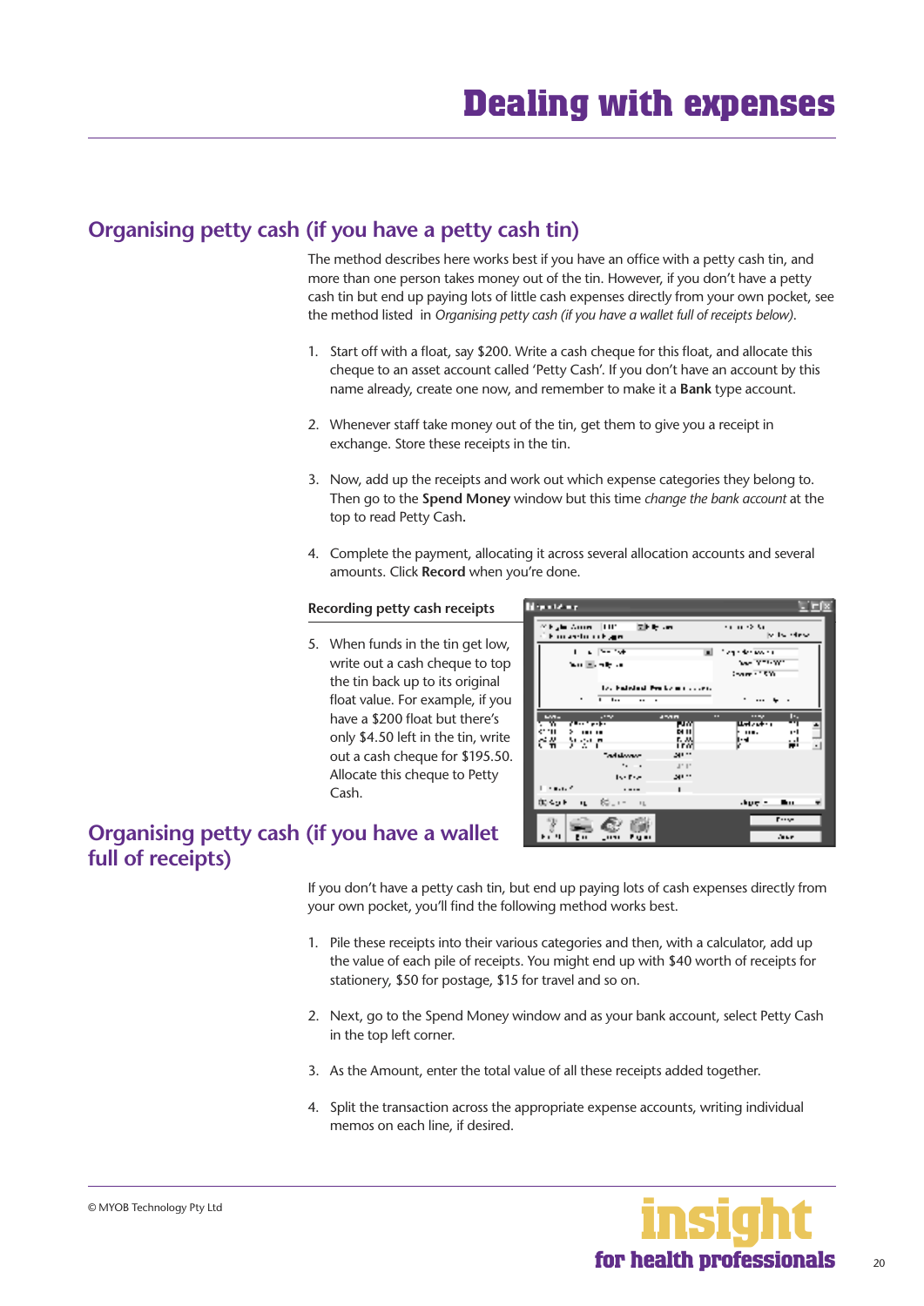# Dealing with expenses

## Organising petty cash (if you have a petty cash tin)

The method describes here works best if you have an office with a petty cash tin, and more than one person takes money out of the tin. However, if you don't have a petty cash tin but end up paying lots of little cash expenses directly from your own pocket, see the method listed in *Organising petty cash (if you have a wallet full of receipts below)*.

1. Start off with a float, say $200. Write a cash cheque for this float, and allocate this cheque to an asset account called 'Petty Cash'. If you don't have an account by this name already, create one now, and remember to make it a **Bank** type account.

2. Whenever staff take money out of the tin, get them to give you a receipt in exchange. Store these receipts in the tin.

3. Now, add up the receipts and work out which expense categories they belong to. Then go to the **Spend Money** window but this time *change the bank account* at the top to read Petty Cash.

4. Complete the payment, allocating it across several allocation accounts and several amounts. Click **Record** when you're done.

**Recording petty cash receipts**

5. When funds in the tin get low, write out a cash cheque to top the tin back up to its original float value. For example, if you have a $200 float but there's only $4.50 left in the tin, write out a cash cheque for $195.50. Allocate this cheque to Petty Cash.

## Organising petty cash (if you have a wallet full of receipts)

If you don't have a petty cash tin, but end up paying lots of cash expenses directly from your own pocket, you'll find the following method works best.

1. Pile these receipts into their various categories and then, with a calculator, add up the value of each pile of receipts. You might end up with $40 worth of receipts for stationery, $50 for postage, $15 for travel and so on.

2. Next, go to the Spend Money window and as your bank account, select Petty Cash in the top left corner.

3. As the Amount, enter the total value of all these receipts added together.

4. Split the transaction across the appropriate expense accounts, writing individual memos on each line, if desired.

© MYOB Technology Pty Ltd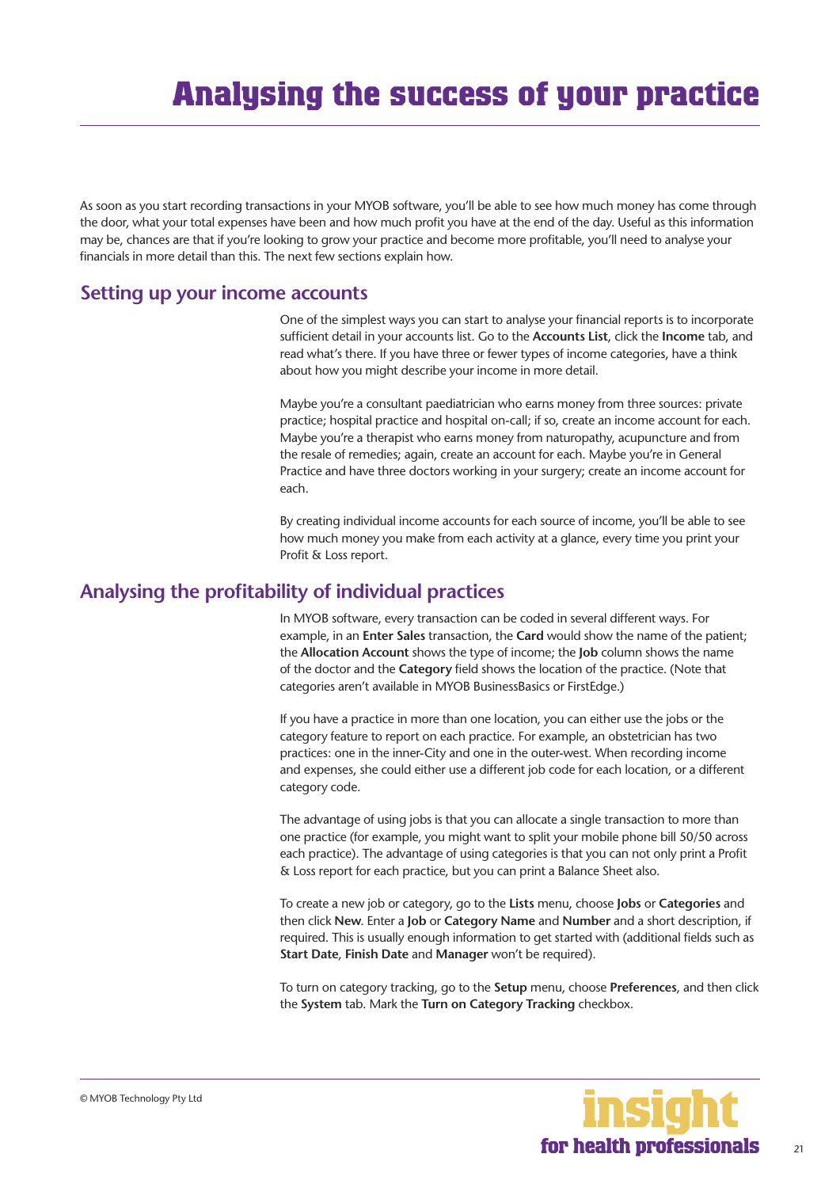# Analysing the success of your practice

As soon as you start recording transactions in your MYOB software, you'll be able to see how much money has come through the door, what your total expenses have been and how much profit you have at the end of the day. Useful as this information may be, chances are that if you're looking to grow your practice and become more profitable, you'll need to analyse your financials in more detail than this. The next few sections explain how.

## Setting up your income accounts

One of the simplest ways you can start to analyse your financial reports is to incorporate sufficient detail in your accounts list. Go to the **Accounts List**, click the **Income** tab, and read what's there. If you have three or fewer types of income categories, have a think about how you might describe your income in more detail.

Maybe you're a consultant paediatrician who earns money from three sources: private practice; hospital practice and hospital on-call; if so, create an income account for each. Maybe you're a therapist who earns money from naturopathy, acupuncture and from the resale of remedies; again, create an account for each. Maybe you're in General Practice and have three doctors working in your surgery; create an income account for each.

By creating individual income accounts for each source of income, you'll be able to see how much money you make from each activity at a glance, every time you print your Profit & Loss report.

## Analysing the profitability of individual practices

In MYOB software, every transaction can be coded in several different ways. For example, in an **Enter Sales** transaction, the **Card** would show the name of the patient; the **Allocation Account** shows the type of income; the **Job** column shows the name of the doctor and the **Category** field shows the location of the practice. (Note that categories aren't available in MYOB BusinessBasics or FirstEdge.)

If you have a practice in more than one location, you can either use the jobs or the category feature to report on each practice. For example, an obstetrician has two practices: one in the inner-City and one in the outer-west. When recording income and expenses, she could either use a different job code for each location, or a different category code.

The advantage of using jobs is that you can allocate a single transaction to more than one practice (for example, you might want to split your mobile phone bill 50/50 across each practice). The advantage of using categories is that you can not only print a Profit & Loss report for each practice, but you can print a Balance Sheet also.

To create a new job or category, go to the **Lists** menu, choose **Jobs** or **Categories** and then click **New**. Enter a **Job** or **Category Name** and **Number** and a short description, if required. This is usually enough information to get started with (additional fields such as **Start Date**, **Finish Date** and **Manager** won't be required).

To turn on category tracking, go to the **Setup** menu, choose **Preferences**, and then click the **System** tab. Mark the **Turn on Category Tracking** checkbox.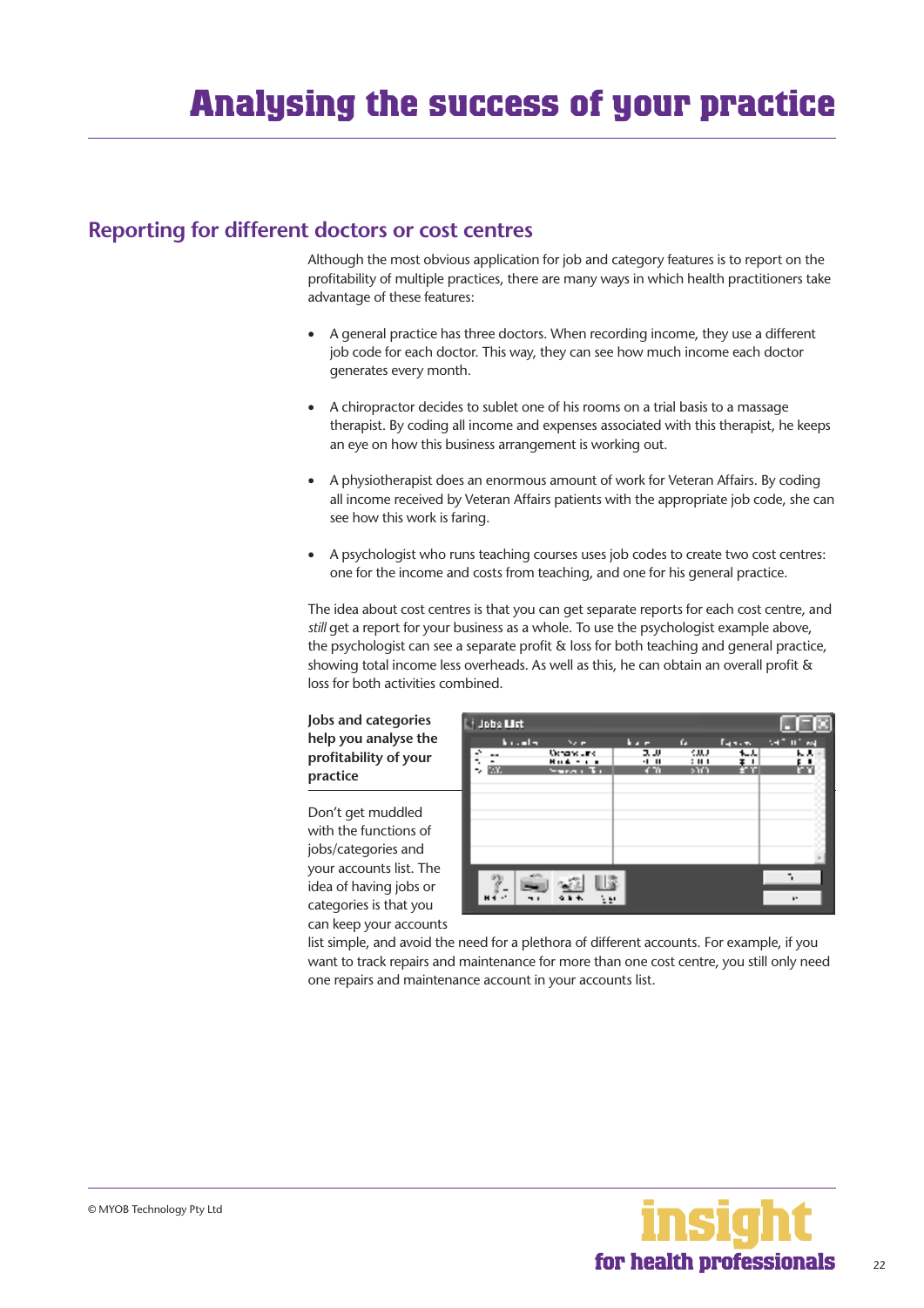# Analysing the success of your practice

## Reporting for different doctors or cost centres

Although the most obvious application for job and category features is to report on the profitability of multiple practices, there are many ways in which health practitioners take advantage of these features:

- A general practice has three doctors. When recording income, they use a different job code for each doctor. This way, they can see how much income each doctor generates every month.
- A chiropractor decides to sublet one of his rooms on a trial basis to a massage therapist. By coding all income and expenses associated with this therapist, he keeps an eye on how this business arrangement is working out.
- A physiotherapist does an enormous amount of work for Veteran Affairs. By coding all income received by Veteran Affairs patients with the appropriate job code, she can see how this work is faring.
- A psychologist who runs teaching courses uses job codes to create two cost centres: one for the income and costs from teaching, and one for his general practice.

The idea about cost centres is that you can get separate reports for each cost centre, and *still* get a report for your business as a whole. To use the psychologist example above, the psychologist can see a separate profit & loss for both teaching and general practice, showing total income less overheads. As well as this, he can obtain an overall profit & loss for both activities combined.

**Jobs and categories help you analyse the profitability of your practice**

Don't get muddled with the functions of jobs/categories and your accounts list. The idea of having jobs or categories is that you can keep your accounts list simple, and avoid the need for a plethora of different accounts. For example, if you want to track repairs and maintenance for more than one cost centre, you still only need one repairs and maintenance account in your accounts list.

© MYOB Technology Pty Ltd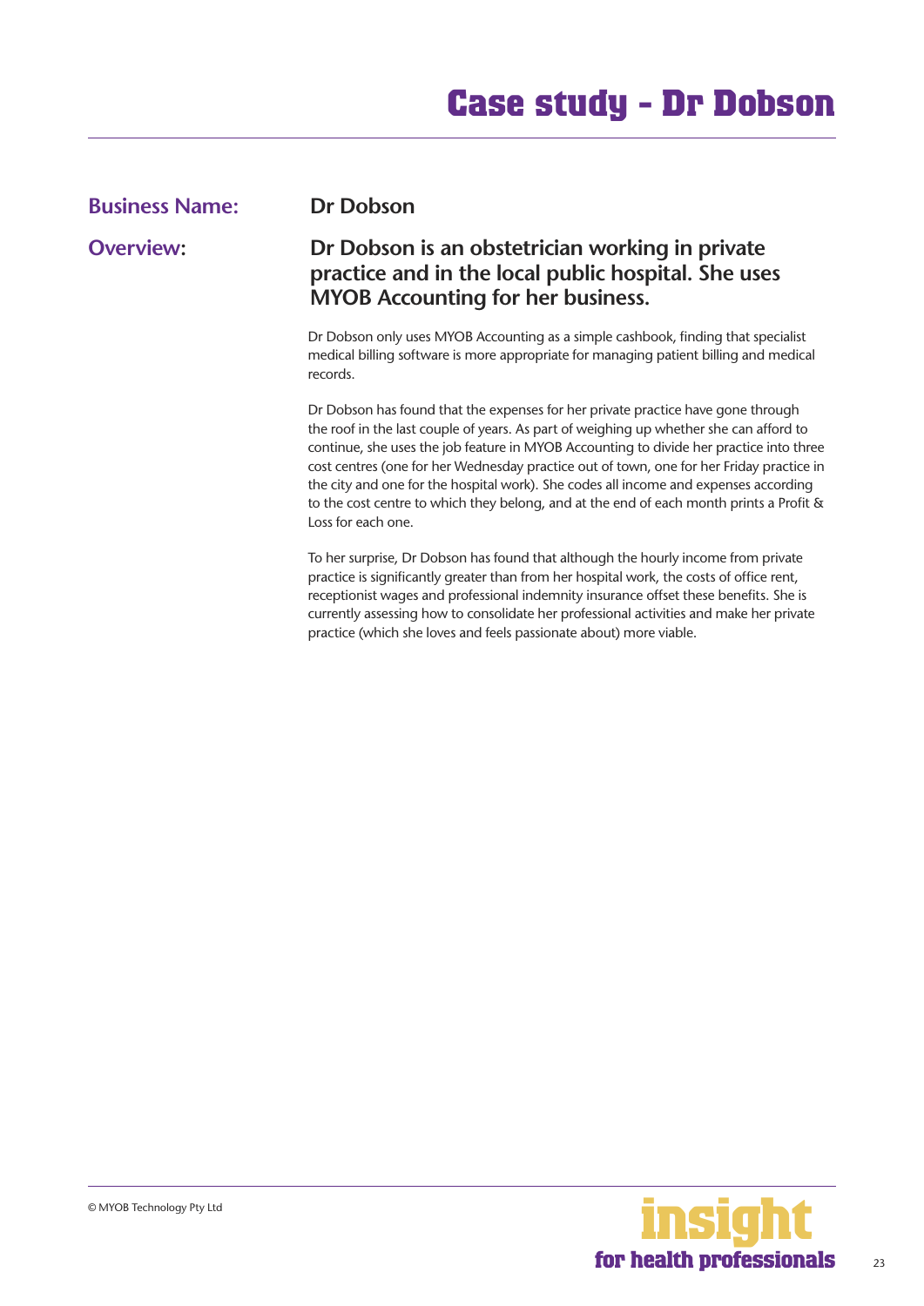# Case study - Dr Dobson

**Business Name:** Dr Dobson

**Overview:**

## Dr Dobson is an obstetrician working in private practice and in the local public hospital. She uses MYOB Accounting for her business.

Dr Dobson only uses MYOB Accounting as a simple cashbook, finding that specialist medical billing software is more appropriate for managing patient billing and medical records.

Dr Dobson has found that the expenses for her private practice have gone through the roof in the last couple of years. As part of weighing up whether she can afford to continue, she uses the job feature in MYOB Accounting to divide her practice into three cost centres (one for her Wednesday practice out of town, one for her Friday practice in the city and one for the hospital work). She codes all income and expenses according to the cost centre to which they belong, and at the end of each month prints a Profit & Loss for each one.

To her surprise, Dr Dobson has found that although the hourly income from private practice is significantly greater than from her hospital work, the costs of office rent, receptionist wages and professional indemnity insurance offset these benefits. She is currently assessing how to consolidate her professional activities and make her private practice (which she loves and feels passionate about) more viable.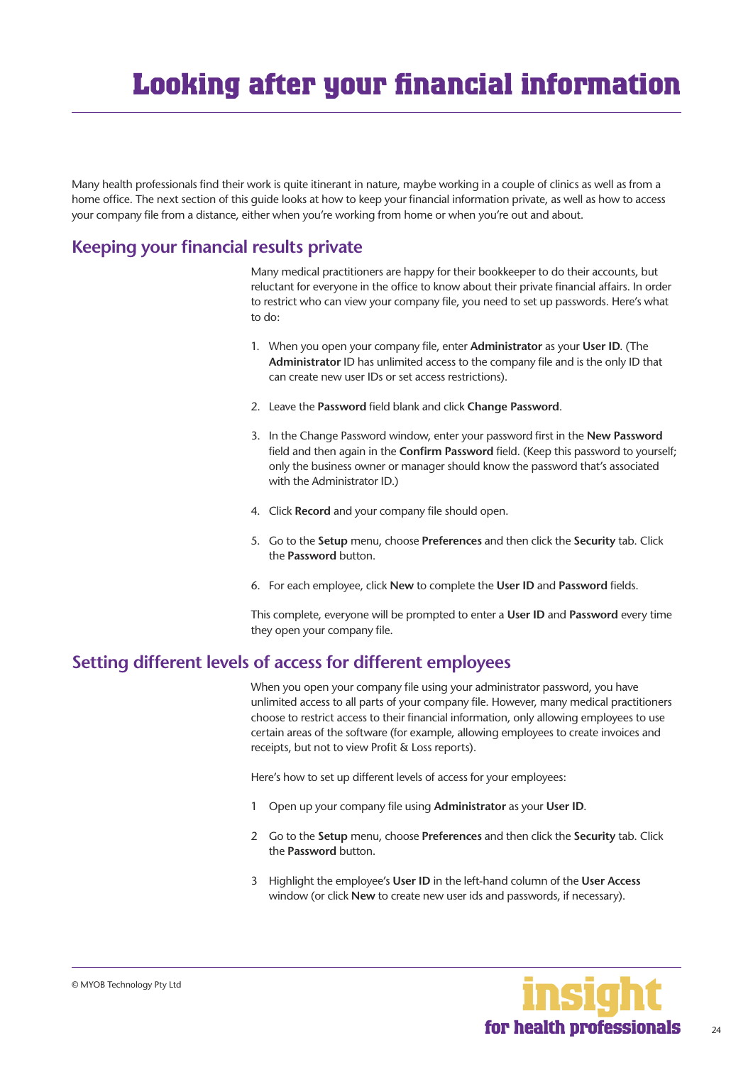# Looking after your financial information

Many health professionals find their work is quite itinerant in nature, maybe working in a couple of clinics as well as from a home office. The next section of this guide looks at how to keep your financial information private, as well as how to access your company file from a distance, either when you're working from home or when you're out and about.

## Keeping your financial results private

Many medical practitioners are happy for their bookkeeper to do their accounts, but reluctant for everyone in the office to know about their private financial affairs. In order to restrict who can view your company file, you need to set up passwords. Here's what to do:

1. When you open your company file, enter **Administrator** as your **User ID**. (The **Administrator** ID has unlimited access to the company file and is the only ID that can create new user IDs or set access restrictions).
2. Leave the **Password** field blank and click **Change Password**.
3. In the Change Password window, enter your password first in the **New Password** field and then again in the **Confirm Password** field. (Keep this password to yourself; only the business owner or manager should know the password that's associated with the Administrator ID.)
4. Click **Record** and your company file should open.
5. Go to the **Setup** menu, choose **Preferences** and then click the **Security** tab. Click the **Password** button.
6. For each employee, click **New** to complete the **User ID** and **Password** fields.

This complete, everyone will be prompted to enter a **User ID** and **Password** every time they open your company file.

## Setting different levels of access for different employees

When you open your company file using your administrator password, you have unlimited access to all parts of your company file. However, many medical practitioners choose to restrict access to their financial information, only allowing employees to use certain areas of the software (for example, allowing employees to create invoices and receipts, but not to view Profit & Loss reports).

Here's how to set up different levels of access for your employees:

1 Open up your company file using **Administrator** as your **User ID**.

2 Go to the **Setup** menu, choose **Preferences** and then click the **Security** tab. Click the **Password** button.

3 Highlight the employee's **User ID** in the left-hand column of the **User Access** window (or click **New** to create new user ids and passwords, if necessary).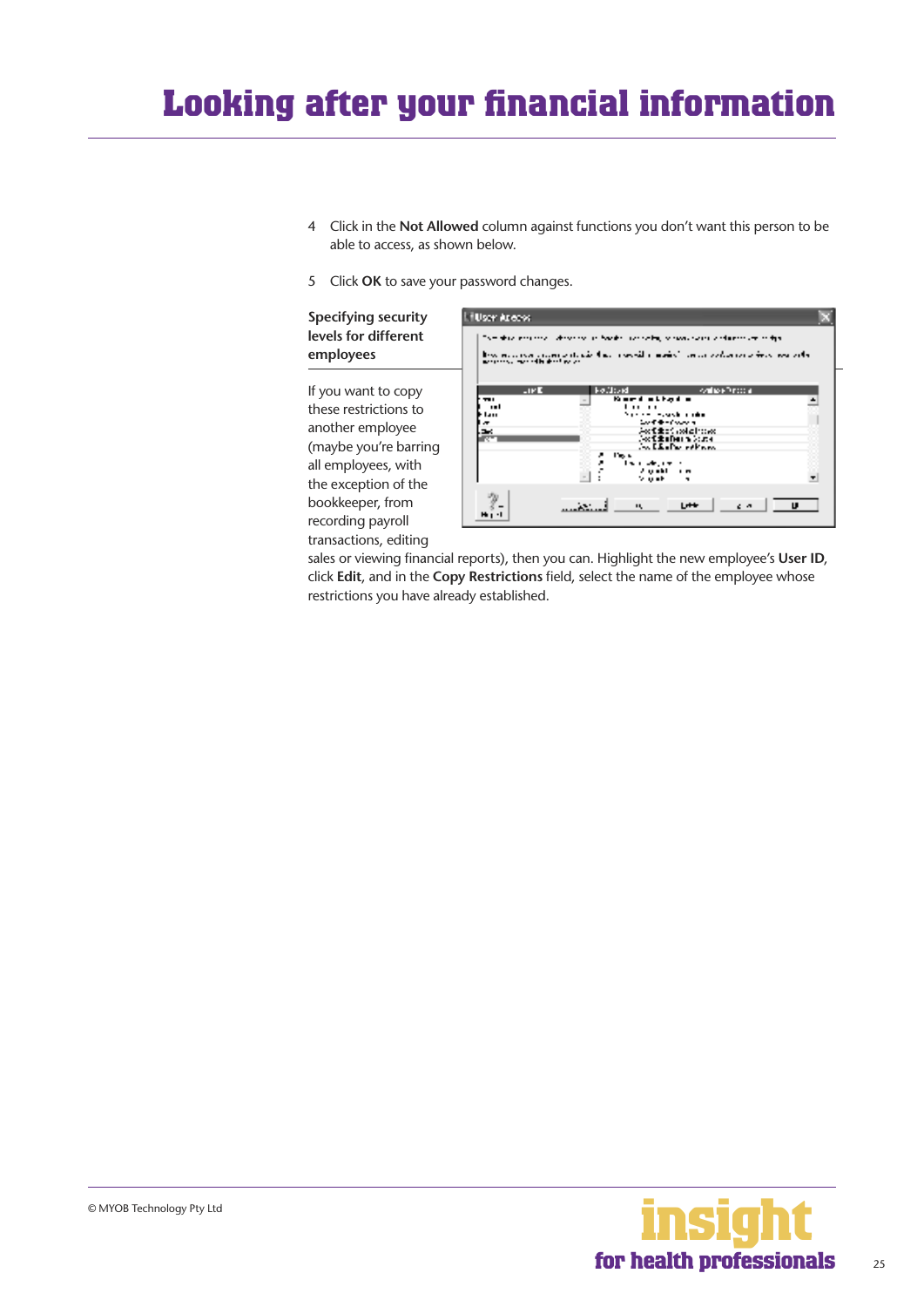# Looking after your financial information

4 Click in the **Not Allowed** column against functions you don't want this person to be able to access, as shown below.

5 Click **OK** to save your password changes.

### Specifying security levels for different employees

If you want to copy these restrictions to another employee (maybe you're barring all employees, with the exception of the bookkeeper, from recording payroll transactions, editing sales or viewing financial reports), then you can. Highlight the new employee's **User ID**, click **Edit**, and in the **Copy Restrictions** field, select the name of the employee whose restrictions you have already established.

© MYOB Technology Pty Ltd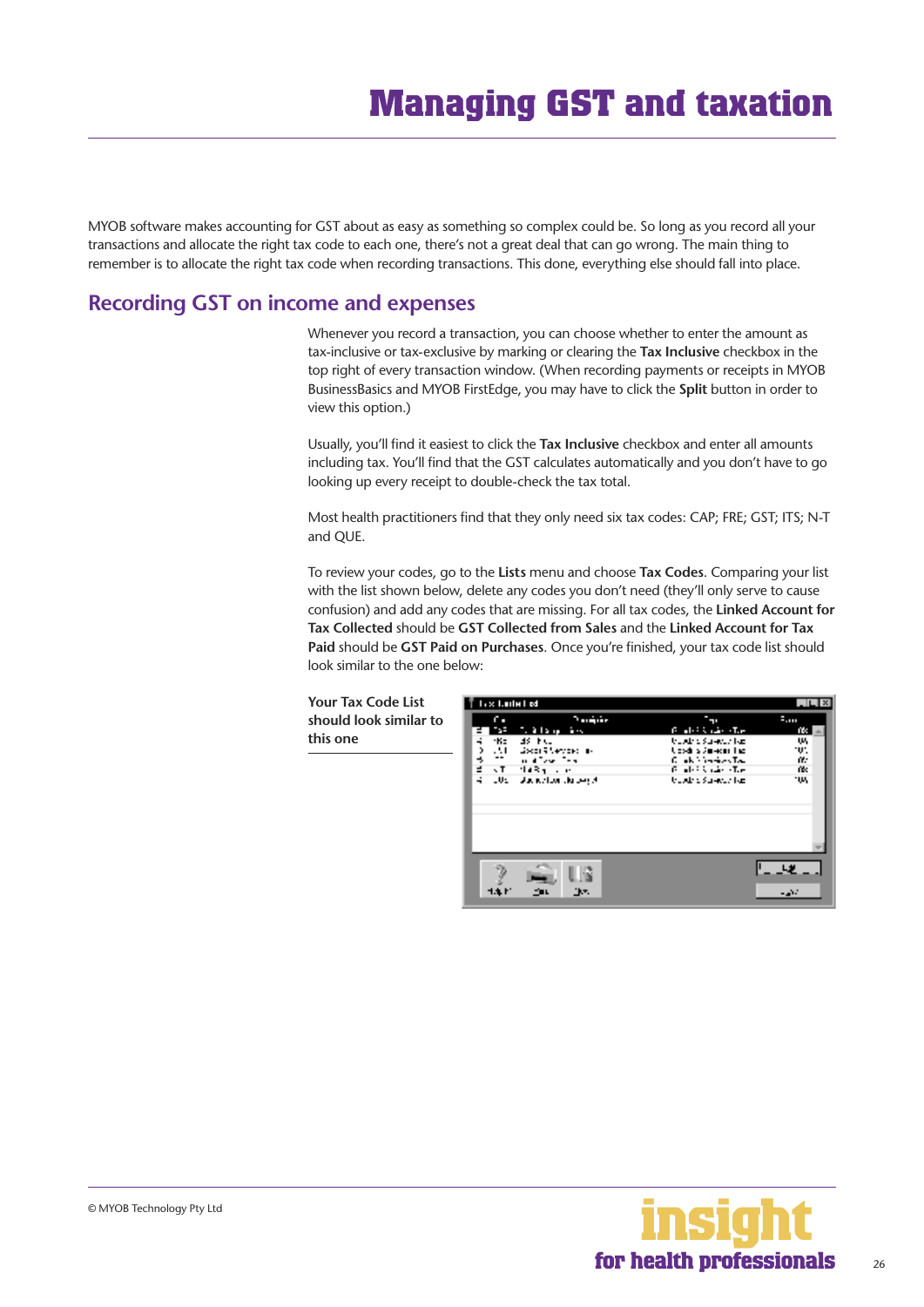# Managing GST and taxation

MYOB software makes accounting for GST about as easy as something so complex could be. So long as you record all your transactions and allocate the right tax code to each one, there's not a great deal that can go wrong. The main thing to remember is to allocate the right tax code when recording transactions. This done, everything else should fall into place.

## Recording GST on income and expenses

Whenever you record a transaction, you can choose whether to enter the amount as tax-inclusive or tax-exclusive by marking or clearing the **Tax Inclusive** checkbox in the top right of every transaction window. (When recording payments or receipts in MYOB BusinessBasics and MYOB FirstEdge, you may have to click the **Split** button in order to view this option.)

Usually, you'll find it easiest to click the **Tax Inclusive** checkbox and enter all amounts including tax. You'll find that the GST calculates automatically and you don't have to go looking up every receipt to double-check the tax total.

Most health practitioners find that they only need six tax codes: CAP; FRE; GST; ITS; N-T and QUE.

To review your codes, go to the **Lists** menu and choose **Tax Codes**. Comparing your list with the list shown below, delete any codes you don't need (they'll only serve to cause confusion) and add any codes that are missing. For all tax codes, the **Linked Account for Tax Collected** should be **GST Collected from Sales** and the **Linked Account for Tax Paid** should be **GST Paid on Purchases**. Once you're finished, your tax code list should look similar to the one below:

**Your Tax Code List should look similar to this one**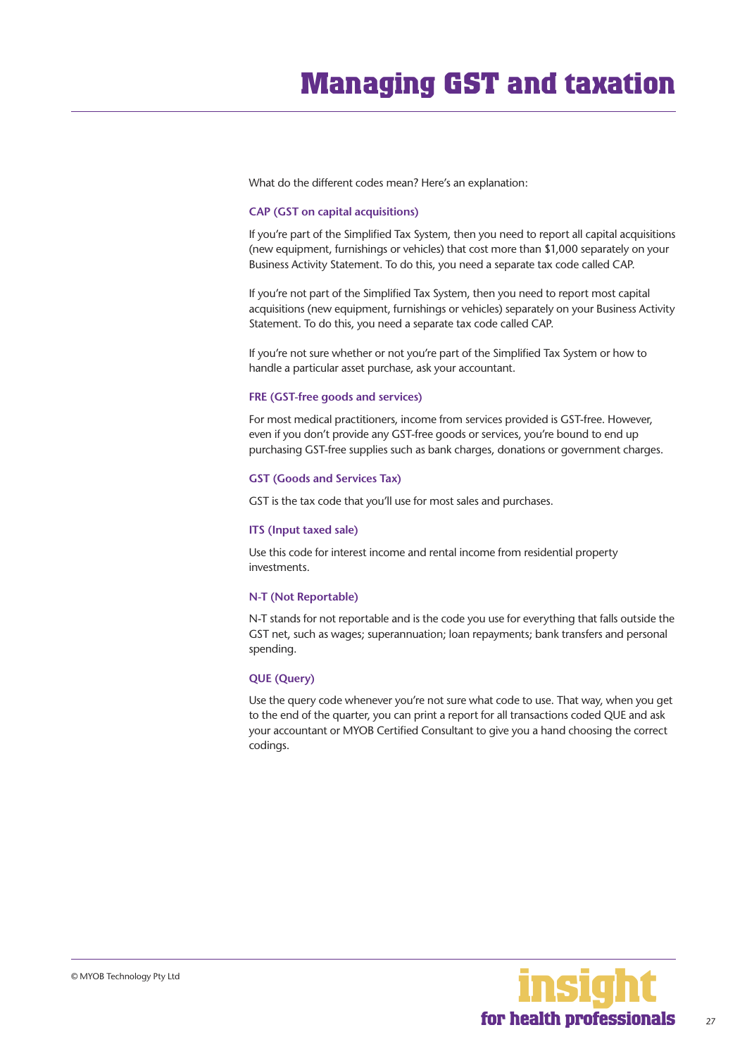# Managing GST and taxation

What do the different codes mean? Here's an explanation:

### CAP (GST on capital acquisitions)

If you're part of the Simplified Tax System, then you need to report all capital acquisitions (new equipment, furnishings or vehicles) that cost more than $1,000 separately on your Business Activity Statement. To do this, you need a separate tax code called CAP.

If you're not part of the Simplified Tax System, then you need to report most capital acquisitions (new equipment, furnishings or vehicles) separately on your Business Activity Statement. To do this, you need a separate tax code called CAP.

If you're not sure whether or not you're part of the Simplified Tax System or how to handle a particular asset purchase, ask your accountant.

### FRE (GST-free goods and services)

For most medical practitioners, income from services provided is GST-free. However, even if you don't provide any GST-free goods or services, you're bound to end up purchasing GST-free supplies such as bank charges, donations or government charges.

### GST (Goods and Services Tax)

GST is the tax code that you'll use for most sales and purchases.

### ITS (Input taxed sale)

Use this code for interest income and rental income from residential property investments.

### N-T (Not Reportable)

N-T stands for not reportable and is the code you use for everything that falls outside the GST net, such as wages; superannuation; loan repayments; bank transfers and personal spending.

### QUE (Query)

Use the query code whenever you're not sure what code to use. That way, when you get to the end of the quarter, you can print a report for all transactions coded QUE and ask your accountant or MYOB Certified Consultant to give you a hand choosing the correct codings.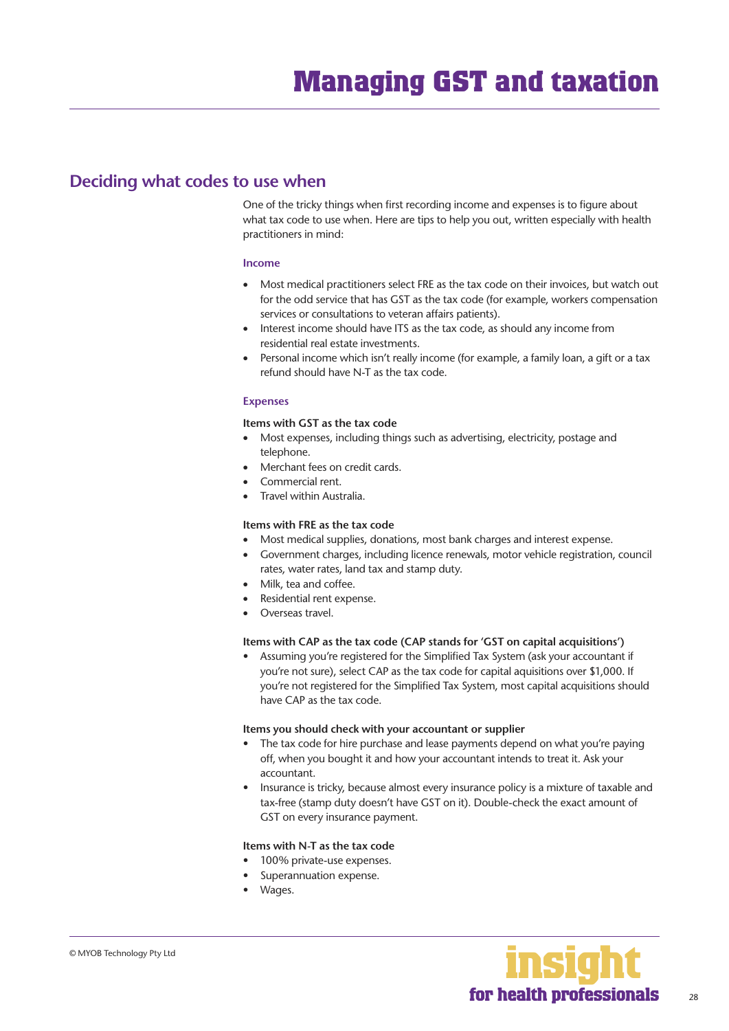# Managing GST and taxation

## Deciding what codes to use when

One of the tricky things when first recording income and expenses is to figure about what tax code to use when. Here are tips to help you out, written especially with health practitioners in mind:

### Income

- Most medical practitioners select FRE as the tax code on their invoices, but watch out for the odd service that has GST as the tax code (for example, workers compensation services or consultations to veteran affairs patients).
- Interest income should have ITS as the tax code, as should any income from residential real estate investments.
- Personal income which isn't really income (for example, a family loan, a gift or a tax refund should have N-T as the tax code.

### Expenses

**Items with GST as the tax code**

- Most expenses, including things such as advertising, electricity, postage and telephone.
- Merchant fees on credit cards.
- Commercial rent.
- Travel within Australia.

**Items with FRE as the tax code**

- Most medical supplies, donations, most bank charges and interest expense.
- Government charges, including licence renewals, motor vehicle registration, council rates, water rates, land tax and stamp duty.
- Milk, tea and coffee.
- Residential rent expense.
- Overseas travel.

**Items with CAP as the tax code (CAP stands for 'GST on capital acquisitions')**

- Assuming you're registered for the Simplified Tax System (ask your accountant if you're not sure), select CAP as the tax code for capital aquisitions over $1,000. If you're not registered for the Simplified Tax System, most capital acquisitions should have CAP as the tax code.

**Items you should check with your accountant or supplier**

- The tax code for hire purchase and lease payments depend on what you're paying off, when you bought it and how your accountant intends to treat it. Ask your accountant.
- Insurance is tricky, because almost every insurance policy is a mixture of taxable and tax-free (stamp duty doesn't have GST on it). Double-check the exact amount of GST on every insurance payment.

**Items with N-T as the tax code**

- 100% private-use expenses.
- Superannuation expense.
- Wages.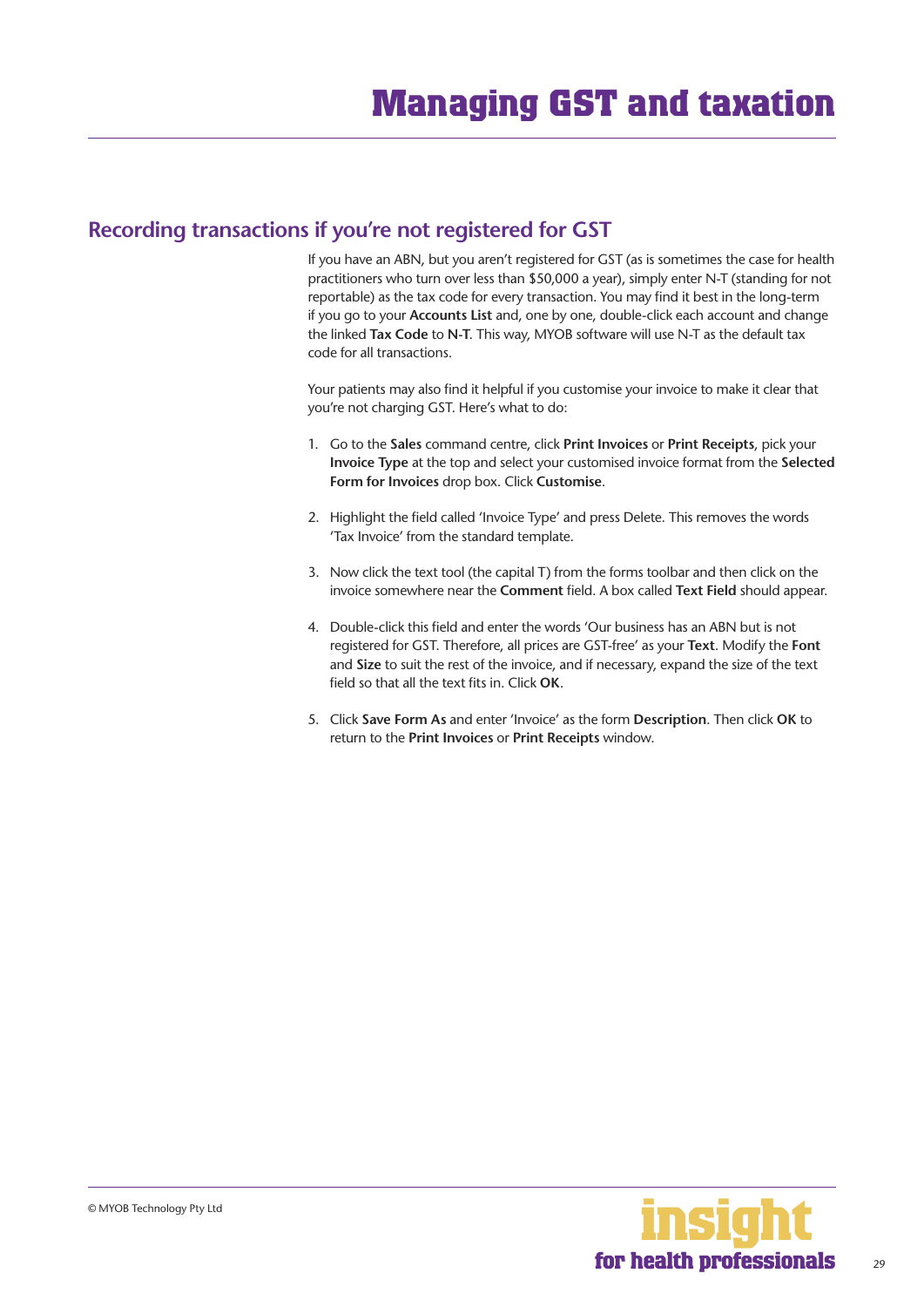# Managing GST and taxation

## Recording transactions if you're not registered for GST

If you have an ABN, but you aren't registered for GST (as is sometimes the case for health practitioners who turn over less than $50,000 a year), simply enter N-T (standing for not reportable) as the tax code for every transaction. You may find it best in the long-term if you go to your **Accounts List** and, one by one, double-click each account and change the linked **Tax Code** to **N-T**. This way, MYOB software will use N-T as the default tax code for all transactions.

Your patients may also find it helpful if you customise your invoice to make it clear that you're not charging GST. Here's what to do:

1. Go to the **Sales** command centre, click **Print Invoices** or **Print Receipts**, pick your **Invoice Type** at the top and select your customised invoice format from the **Selected Form for Invoices** drop box. Click **Customise**.

2. Highlight the field called 'Invoice Type' and press Delete. This removes the words 'Tax Invoice' from the standard template.

3. Now click the text tool (the capital T) from the forms toolbar and then click on the invoice somewhere near the **Comment** field. A box called **Text Field** should appear.

4. Double-click this field and enter the words 'Our business has an ABN but is not registered for GST. Therefore, all prices are GST-free' as your **Text**. Modify the **Font** and **Size** to suit the rest of the invoice, and if necessary, expand the size of the text field so that all the text fits in. Click **OK**.

5. Click **Save Form As** and enter 'Invoice' as the form **Description**. Then click **OK** to return to the **Print Invoices** or **Print Receipts** window.

© MYOB Technology Pty Ltd